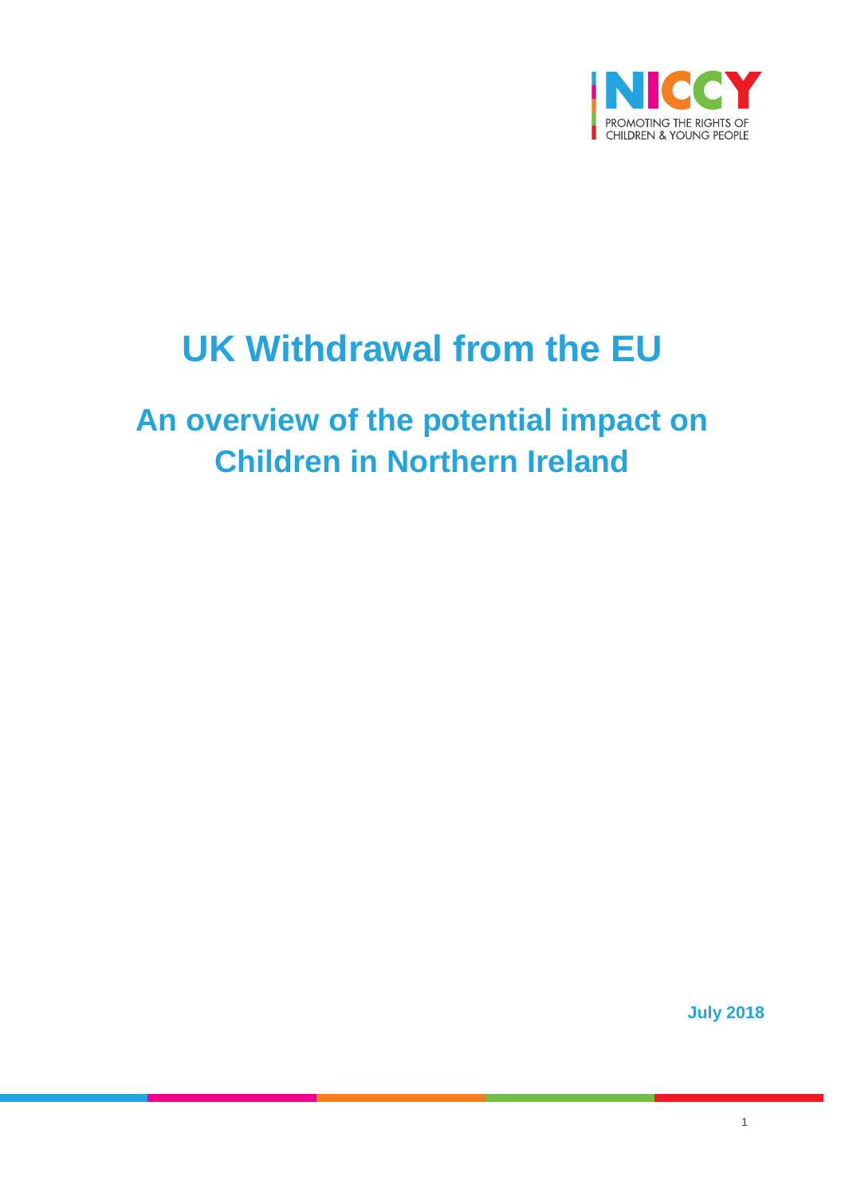NICCY

PROMOTING THE RIGHTS OF CHILDREN & YOUNG PEOPLE

# UK Withdrawal from the EU

## An overview of the potential impact on Children in Northern Ireland

**July 2018**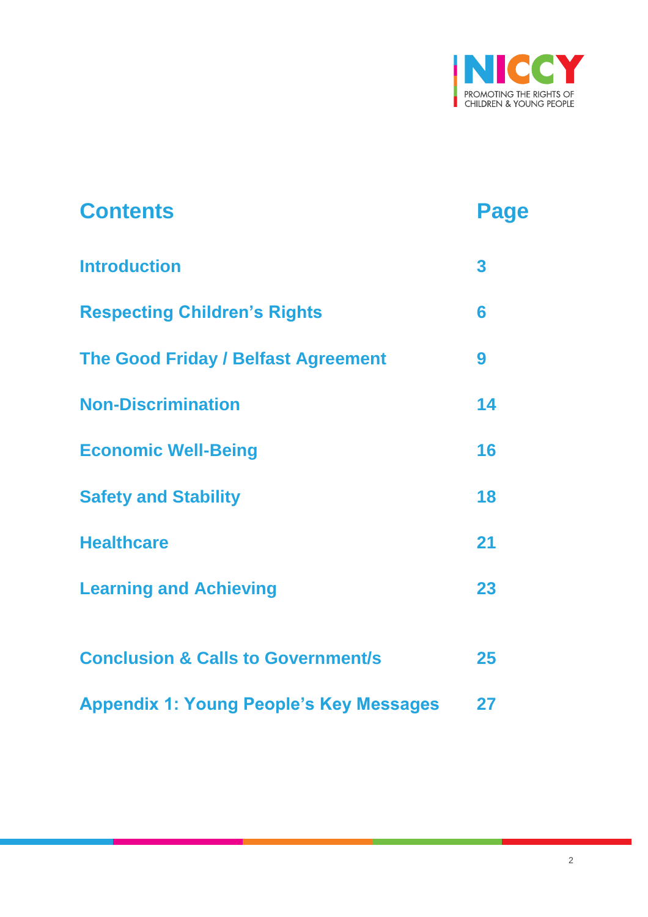| Contents | Page |
|---|---|
| Introduction | 3 |
| Respecting Children's Rights | 6 |
| The Good Friday / Belfast Agreement | 9 |
| Non-Discrimination | 14 |
| Economic Well-Being | 16 |
| Safety and Stability | 18 |
| Healthcare | 21 |
| Learning and Achieving | 23 |
| Conclusion & Calls to Government/s | 25 |
| Appendix 1: Young People's Key Messages | 27 |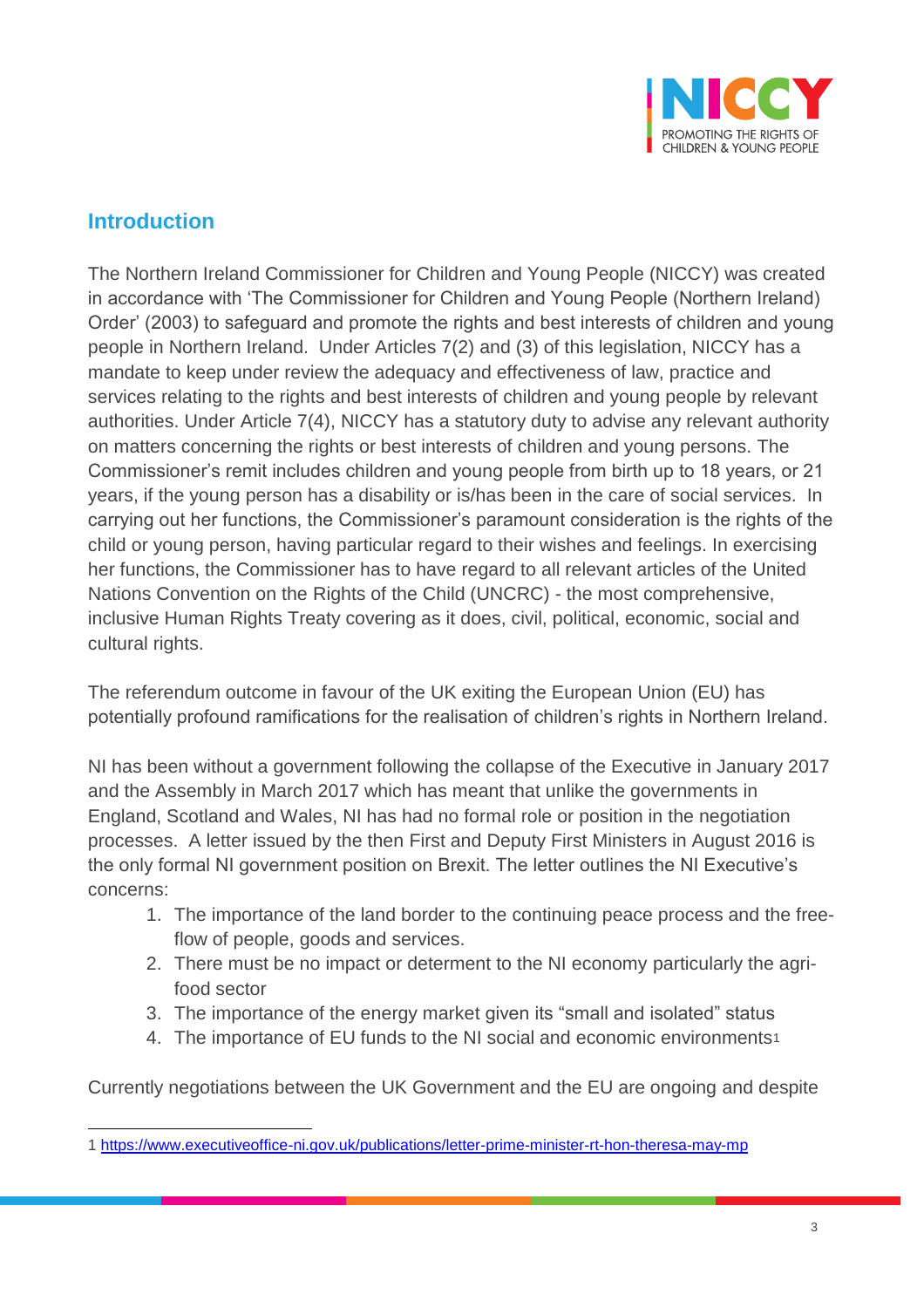## Introduction

The Northern Ireland Commissioner for Children and Young People (NICCY) was created in accordance with 'The Commissioner for Children and Young People (Northern Ireland) Order' (2003) to safeguard and promote the rights and best interests of children and young people in Northern Ireland. Under Articles 7(2) and (3) of this legislation, NICCY has a mandate to keep under review the adequacy and effectiveness of law, practice and services relating to the rights and best interests of children and young people by relevant authorities. Under Article 7(4), NICCY has a statutory duty to advise any relevant authority on matters concerning the rights or best interests of children and young persons. The Commissioner's remit includes children and young people from birth up to 18 years, or 21 years, if the young person has a disability or is/has been in the care of social services. In carrying out her functions, the Commissioner's paramount consideration is the rights of the child or young person, having particular regard to their wishes and feelings. In exercising her functions, the Commissioner has to have regard to all relevant articles of the United Nations Convention on the Rights of the Child (UNCRC) - the most comprehensive, inclusive Human Rights Treaty covering as it does, civil, political, economic, social and cultural rights.

The referendum outcome in favour of the UK exiting the European Union (EU) has potentially profound ramifications for the realisation of children's rights in Northern Ireland.

NI has been without a government following the collapse of the Executive in January 2017 and the Assembly in March 2017 which has meant that unlike the governments in England, Scotland and Wales, NI has had no formal role or position in the negotiation processes. A letter issued by the then First and Deputy First Ministers in August 2016 is the only formal NI government position on Brexit. The letter outlines the NI Executive's concerns:

1. The importance of the land border to the continuing peace process and the free-flow of people, goods and services.
2. There must be no impact or determent to the NI economy particularly the agri-food sector
3. The importance of the energy market given its "small and isolated" status
4. The importance of EU funds to the NI social and economic environments[1]

Currently negotiations between the UK Government and the EU are ongoing and despite

---

[1] https://www.executiveoffice-ni.gov.uk/publications/letter-prime-minister-rt-hon-theresa-may-mp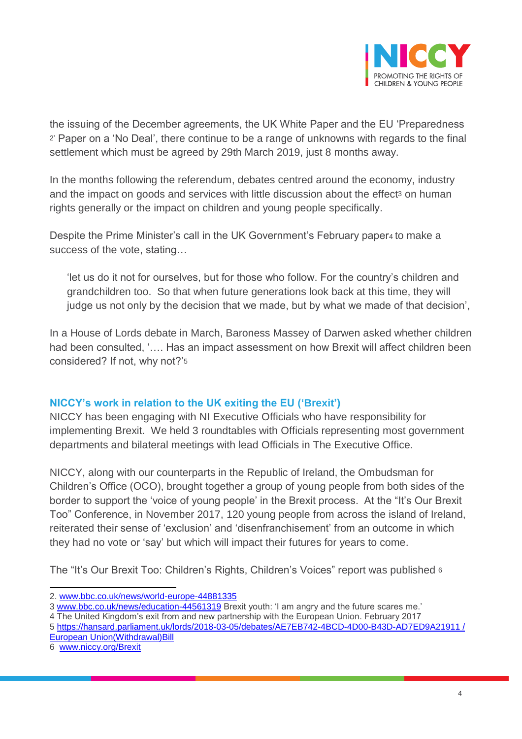the issuing of the December agreements, the UK White Paper and the EU 'Preparedness [2]' Paper on a 'No Deal', there continue to be a range of unknowns with regards to the final settlement which must be agreed by 29th March 2019, just 8 months away.

In the months following the referendum, debates centred around the economy, industry and the impact on goods and services with little discussion about the effect[3] on human rights generally or the impact on children and young people specifically.

Despite the Prime Minister's call in the UK Government's February paper[4] to make a success of the vote, stating…

> 'let us do it not for ourselves, but for those who follow. For the country's children and grandchildren too. So that when future generations look back at this time, they will judge us not only by the decision that we made, but by what we made of that decision',

In a House of Lords debate in March, Baroness Massey of Darwen asked whether children had been consulted, '…. Has an impact assessment on how Brexit will affect children been considered? If not, why not?'[5]

### NICCY's work in relation to the UK exiting the EU ('Brexit')

NICCY has been engaging with NI Executive Officials who have responsibility for implementing Brexit. We held 3 roundtables with Officials representing most government departments and bilateral meetings with lead Officials in The Executive Office.

NICCY, along with our counterparts in the Republic of Ireland, the Ombudsman for Children's Office (OCO), brought together a group of young people from both sides of the border to support the 'voice of young people' in the Brexit process. At the "It's Our Brexit Too" Conference, in November 2017, 120 young people from across the island of Ireland, reiterated their sense of 'exclusion' and 'disenfranchisement' from an outcome in which they had no vote or 'say' but which will impact their futures for years to come.

The "It's Our Brexit Too: Children's Rights, Children's Voices" report was published [6]

---

2. www.bbc.co.uk/news/world-europe-44881335

3 www.bbc.co.uk/news/education-44561319 Brexit youth: 'I am angry and the future scares me.'

4 The United Kingdom's exit from and new partnership with the European Union. February 2017

5 https://hansard.parliament.uk/lords/2018-03-05/debates/AE7EB742-4BCD-4D00-B43D-AD7ED9A21911 / European Union(Withdrawal)Bill

6 www.niccy.org/Brexit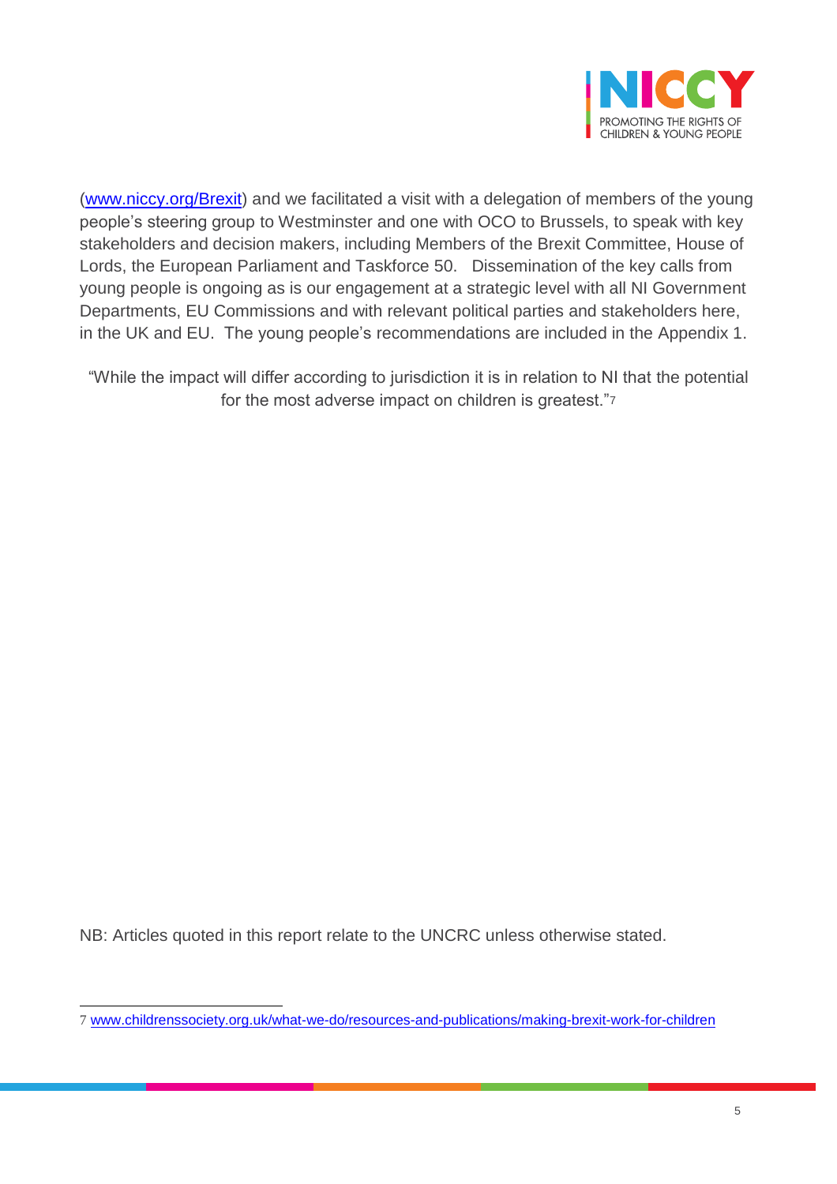([www.niccy.org/Brexit](www.niccy.org/Brexit)) and we facilitated a visit with a delegation of members of the young people's steering group to Westminster and one with OCO to Brussels, to speak with key stakeholders and decision makers, including Members of the Brexit Committee, House of Lords, the European Parliament and Taskforce 50. Dissemination of the key calls from young people is ongoing as is our engagement at a strategic level with all NI Government Departments, EU Commissions and with relevant political parties and stakeholders here, in the UK and EU. The young people's recommendations are included in the Appendix 1.

"While the impact will differ according to jurisdiction it is in relation to NI that the potential for the most adverse impact on children is greatest."[7]

NB: Articles quoted in this report relate to the UNCRC unless otherwise stated.

---

7 [www.childrenssociety.org.uk/what-we-do/resources-and-publications/making-brexit-work-for-children](www.childrenssociety.org.uk/what-we-do/resources-and-publications/making-brexit-work-for-children)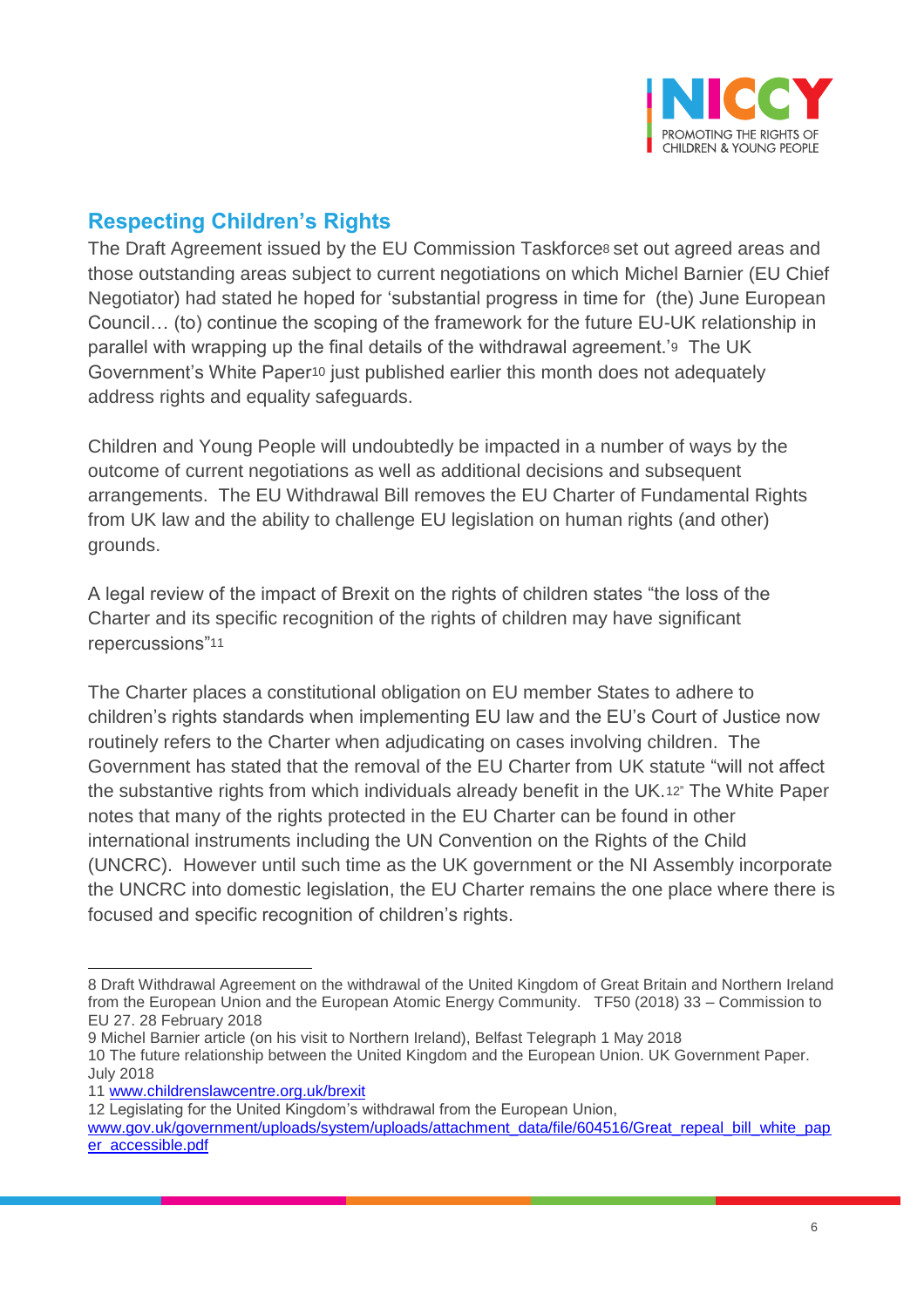## Respecting Children's Rights

The Draft Agreement issued by the EU Commission Taskforce[8] set out agreed areas and those outstanding areas subject to current negotiations on which Michel Barnier (EU Chief Negotiator) had stated he hoped for 'substantial progress in time for (the) June European Council… (to) continue the scoping of the framework for the future EU-UK relationship in parallel with wrapping up the final details of the withdrawal agreement.'[9] The UK Government's White Paper[10] just published earlier this month does not adequately address rights and equality safeguards.

Children and Young People will undoubtedly be impacted in a number of ways by the outcome of current negotiations as well as additional decisions and subsequent arrangements. The EU Withdrawal Bill removes the EU Charter of Fundamental Rights from UK law and the ability to challenge EU legislation on human rights (and other) grounds.

A legal review of the impact of Brexit on the rights of children states "the loss of the Charter and its specific recognition of the rights of children may have significant repercussions"[11]

The Charter places a constitutional obligation on EU member States to adhere to children's rights standards when implementing EU law and the EU's Court of Justice now routinely refers to the Charter when adjudicating on cases involving children. The Government has stated that the removal of the EU Charter from UK statute "will not affect the substantive rights from which individuals already benefit in the UK.[12]" The White Paper notes that many of the rights protected in the EU Charter can be found in other international instruments including the UN Convention on the Rights of the Child (UNCRC). However until such time as the UK government or the NI Assembly incorporate the UNCRC into domestic legislation, the EU Charter remains the one place where there is focused and specific recognition of children's rights.

---

8 Draft Withdrawal Agreement on the withdrawal of the United Kingdom of Great Britain and Northern Ireland from the European Union and the European Atomic Energy Community. TF50 (2018) 33 – Commission to EU 27. 28 February 2018

9 Michel Barnier article (on his visit to Northern Ireland), Belfast Telegraph 1 May 2018

10 The future relationship between the United Kingdom and the European Union. UK Government Paper. July 2018

11 www.childrenslawcentre.org.uk/brexit

12 Legislating for the United Kingdom's withdrawal from the European Union, www.gov.uk/government/uploads/system/uploads/attachment_data/file/604516/Great_repeal_bill_white_paper_accessible.pdf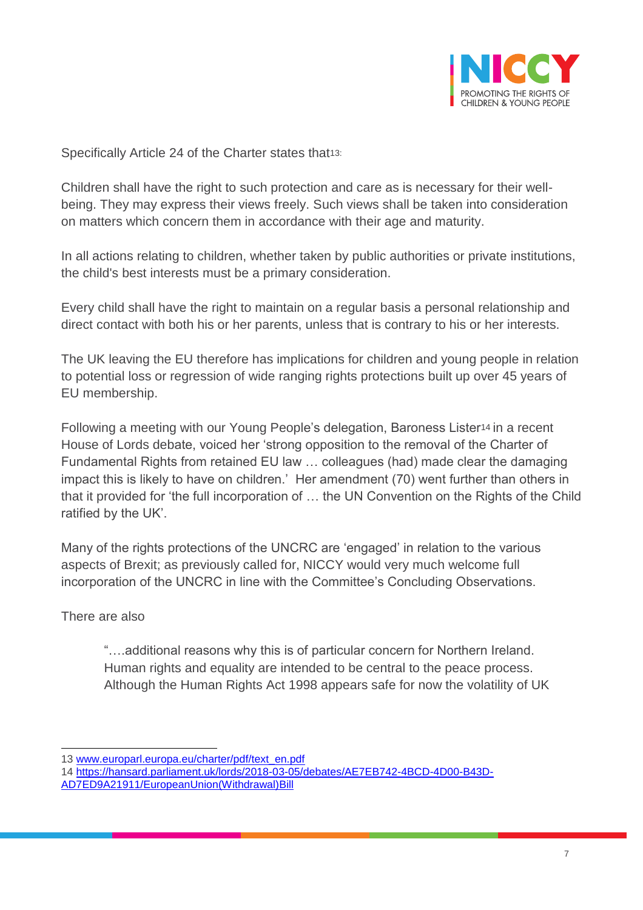Specifically Article 24 of the Charter states that[13]:

Children shall have the right to such protection and care as is necessary for their well-being. They may express their views freely. Such views shall be taken into consideration on matters which concern them in accordance with their age and maturity.

In all actions relating to children, whether taken by public authorities or private institutions, the child's best interests must be a primary consideration.

Every child shall have the right to maintain on a regular basis a personal relationship and direct contact with both his or her parents, unless that is contrary to his or her interests.

The UK leaving the EU therefore has implications for children and young people in relation to potential loss or regression of wide ranging rights protections built up over 45 years of EU membership.

Following a meeting with our Young People's delegation, Baroness Lister[14] in a recent House of Lords debate, voiced her 'strong opposition to the removal of the Charter of Fundamental Rights from retained EU law … colleagues (had) made clear the damaging impact this is likely to have on children.' Her amendment (70) went further than others in that it provided for 'the full incorporation of … the UN Convention on the Rights of the Child ratified by the UK'.

Many of the rights protections of the UNCRC are 'engaged' in relation to the various aspects of Brexit; as previously called for, NICCY would very much welcome full incorporation of the UNCRC in line with the Committee's Concluding Observations.

There are also

> "….additional reasons why this is of particular concern for Northern Ireland. Human rights and equality are intended to be central to the peace process. Although the Human Rights Act 1998 appears safe for now the volatility of UK

---

13 www.europarl.europa.eu/charter/pdf/text_en.pdf

14 https://hansard.parliament.uk/lords/2018-03-05/debates/AE7EB742-4BCD-4D00-B43D-AD7ED9A21911/EuropeanUnion(Withdrawal)Bill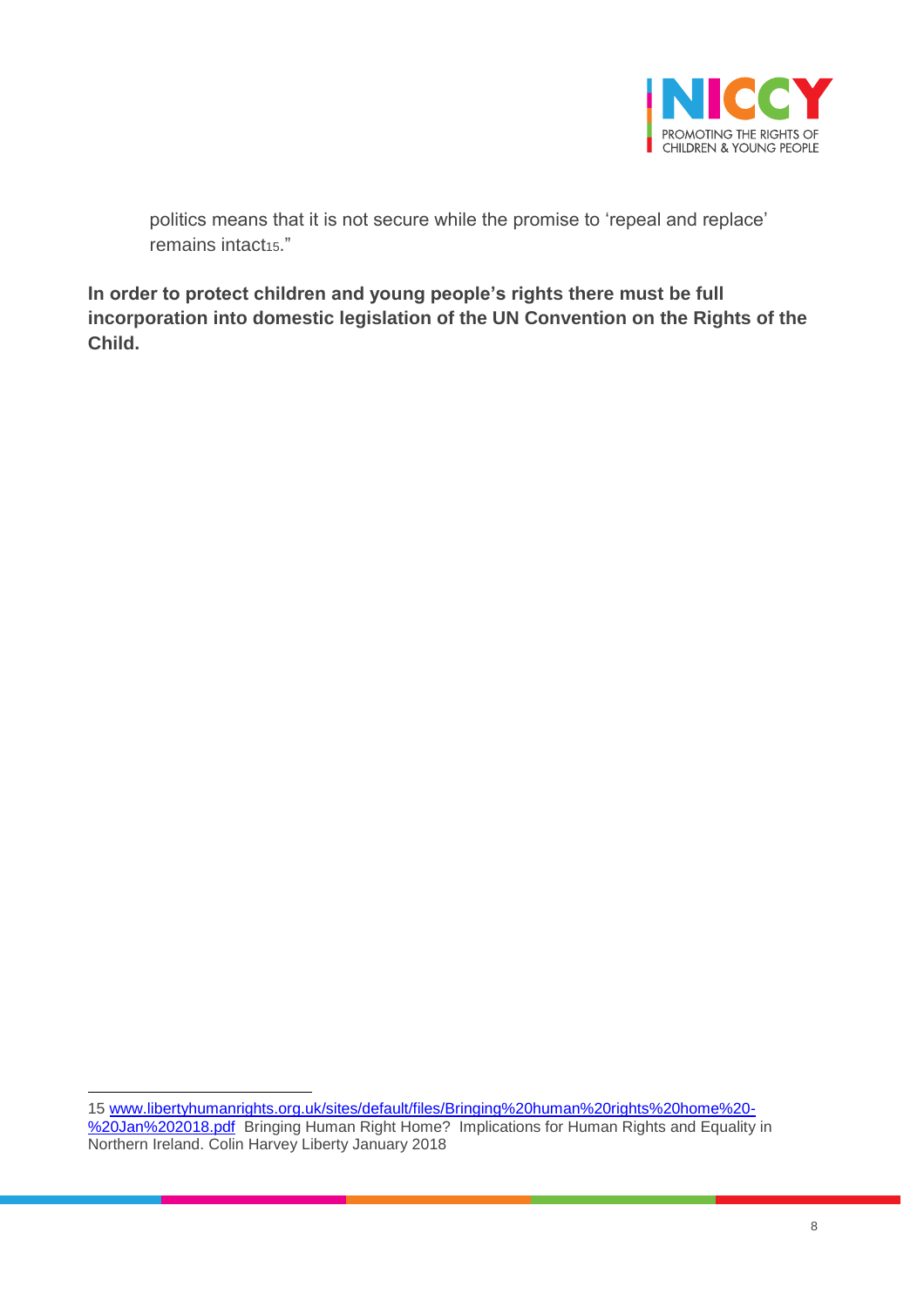> politics means that it is not secure while the promise to 'repeal and replace' remains intact[15]."

**In order to protect children and young people's rights there must be full incorporation into domestic legislation of the UN Convention on the Rights of the Child.**

---

15 www.libertyhumanrights.org.uk/sites/default/files/Bringing%20human%20rights%20home%20-%20Jan%202018.pdf Bringing Human Right Home? Implications for Human Rights and Equality in Northern Ireland. Colin Harvey Liberty January 2018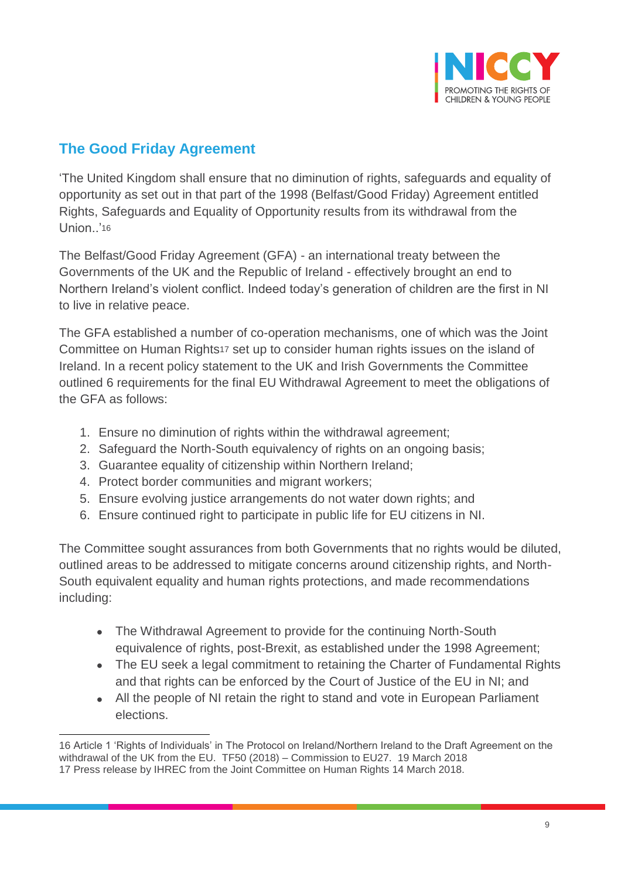## The Good Friday Agreement

'The United Kingdom shall ensure that no diminution of rights, safeguards and equality of opportunity as set out in that part of the 1998 (Belfast/Good Friday) Agreement entitled Rights, Safeguards and Equality of Opportunity results from its withdrawal from the Union..'[16]

The Belfast/Good Friday Agreement (GFA) - an international treaty between the Governments of the UK and the Republic of Ireland - effectively brought an end to Northern Ireland's violent conflict. Indeed today's generation of children are the first in NI to live in relative peace.

The GFA established a number of co-operation mechanisms, one of which was the Joint Committee on Human Rights[17] set up to consider human rights issues on the island of Ireland. In a recent policy statement to the UK and Irish Governments the Committee outlined 6 requirements for the final EU Withdrawal Agreement to meet the obligations of the GFA as follows:

1. Ensure no diminution of rights within the withdrawal agreement;
2. Safeguard the North-South equivalency of rights on an ongoing basis;
3. Guarantee equality of citizenship within Northern Ireland;
4. Protect border communities and migrant workers;
5. Ensure evolving justice arrangements do not water down rights; and
6. Ensure continued right to participate in public life for EU citizens in NI.

The Committee sought assurances from both Governments that no rights would be diluted, outlined areas to be addressed to mitigate concerns around citizenship rights, and North-South equivalent equality and human rights protections, and made recommendations including:

- The Withdrawal Agreement to provide for the continuing North-South equivalence of rights, post-Brexit, as established under the 1998 Agreement;
- The EU seek a legal commitment to retaining the Charter of Fundamental Rights and that rights can be enforced by the Court of Justice of the EU in NI; and
- All the people of NI retain the right to stand and vote in European Parliament elections.

---

16 Article 1 'Rights of Individuals' in The Protocol on Ireland/Northern Ireland to the Draft Agreement on the withdrawal of the UK from the EU. TF50 (2018) – Commission to EU27. 19 March 2018

17 Press release by IHREC from the Joint Committee on Human Rights 14 March 2018.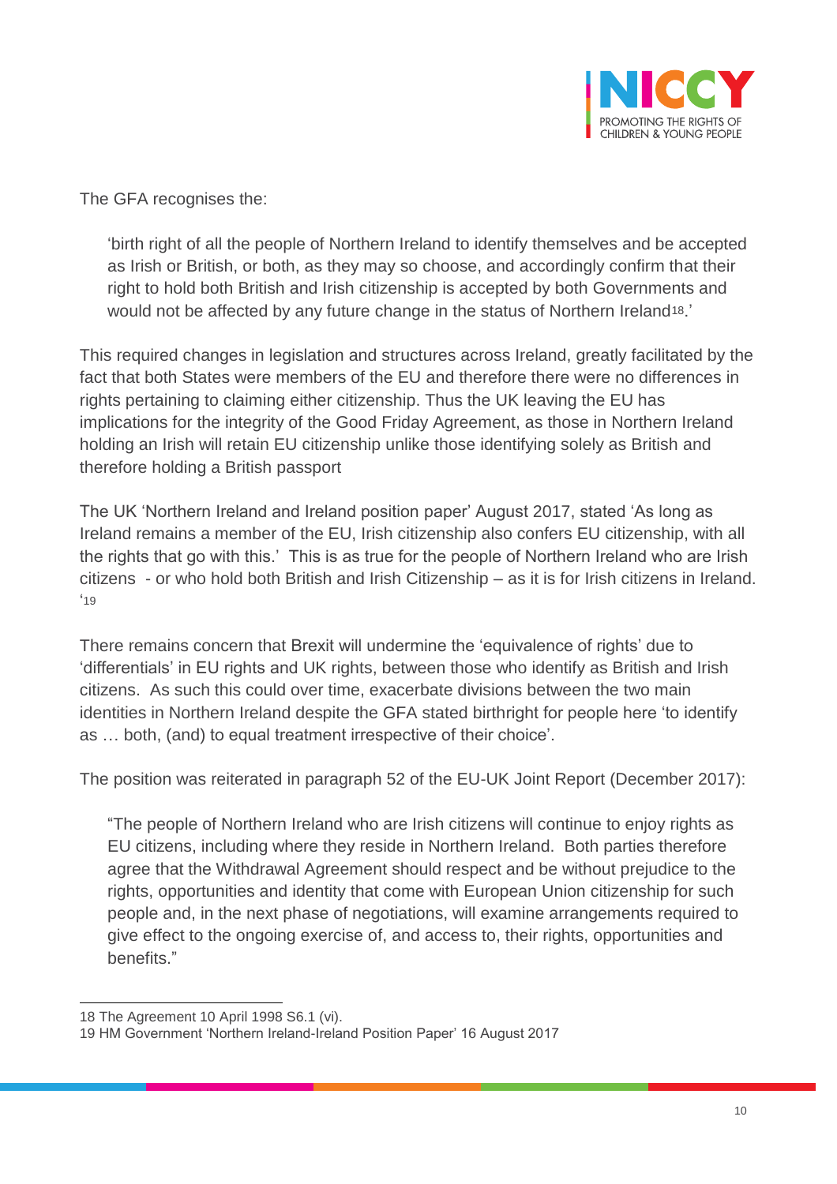The GFA recognises the:

> 'birth right of all the people of Northern Ireland to identify themselves and be accepted as Irish or British, or both, as they may so choose, and accordingly confirm that their right to hold both British and Irish citizenship is accepted by both Governments and would not be affected by any future change in the status of Northern Ireland[18].'

This required changes in legislation and structures across Ireland, greatly facilitated by the fact that both States were members of the EU and therefore there were no differences in rights pertaining to claiming either citizenship. Thus the UK leaving the EU has implications for the integrity of the Good Friday Agreement, as those in Northern Ireland holding an Irish will retain EU citizenship unlike those identifying solely as British and therefore holding a British passport

The UK 'Northern Ireland and Ireland position paper' August 2017, stated 'As long as Ireland remains a member of the EU, Irish citizenship also confers EU citizenship, with all the rights that go with this.' This is as true for the people of Northern Ireland who are Irish citizens - or who hold both British and Irish Citizenship – as it is for Irish citizens in Ireland. '[19]

There remains concern that Brexit will undermine the 'equivalence of rights' due to 'differentials' in EU rights and UK rights, between those who identify as British and Irish citizens. As such this could over time, exacerbate divisions between the two main identities in Northern Ireland despite the GFA stated birthright for people here 'to identify as … both, (and) to equal treatment irrespective of their choice'.

The position was reiterated in paragraph 52 of the EU-UK Joint Report (December 2017):

> "The people of Northern Ireland who are Irish citizens will continue to enjoy rights as EU citizens, including where they reside in Northern Ireland. Both parties therefore agree that the Withdrawal Agreement should respect and be without prejudice to the rights, opportunities and identity that come with European Union citizenship for such people and, in the next phase of negotiations, will examine arrangements required to give effect to the ongoing exercise of, and access to, their rights, opportunities and benefits."

---

18 The Agreement 10 April 1998 S6.1 (vi).

19 HM Government 'Northern Ireland-Ireland Position Paper' 16 August 2017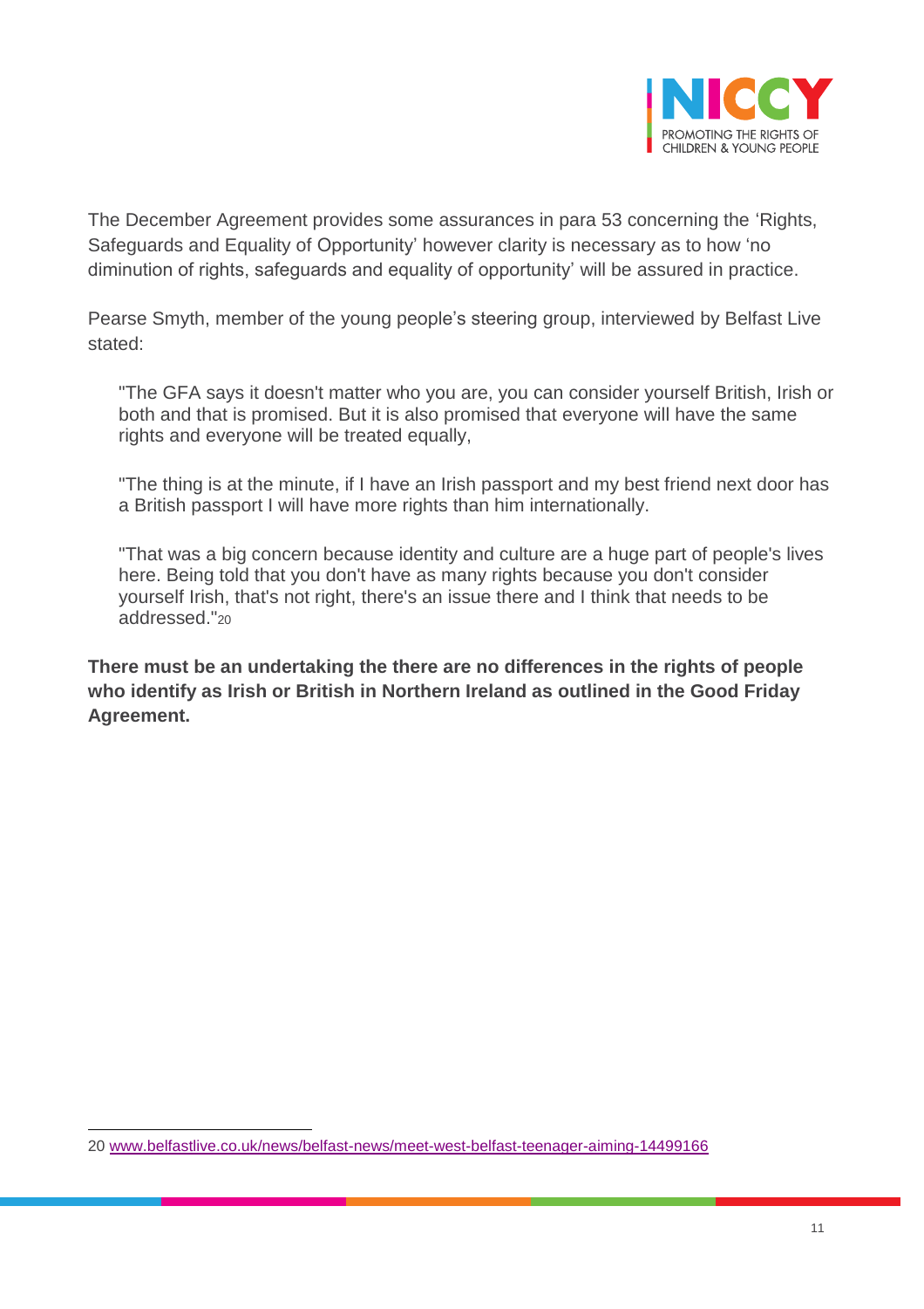The December Agreement provides some assurances in para 53 concerning the 'Rights, Safeguards and Equality of Opportunity' however clarity is necessary as to how 'no diminution of rights, safeguards and equality of opportunity' will be assured in practice.

Pearse Smyth, member of the young people's steering group, interviewed by Belfast Live stated:

> "The GFA says it doesn't matter who you are, you can consider yourself British, Irish or both and that is promised. But it is also promised that everyone will have the same rights and everyone will be treated equally,
>
> "The thing is at the minute, if I have an Irish passport and my best friend next door has a British passport I will have more rights than him internationally.
>
> "That was a big concern because identity and culture are a huge part of people's lives here. Being told that you don't have as many rights because you don't consider yourself Irish, that's not right, there's an issue there and I think that needs to be addressed."[20]

**There must be an undertaking the there are no differences in the rights of people who identify as Irish or British in Northern Ireland as outlined in the Good Friday Agreement.**

---

20 www.belfastlive.co.uk/news/belfast-news/meet-west-belfast-teenager-aiming-14499166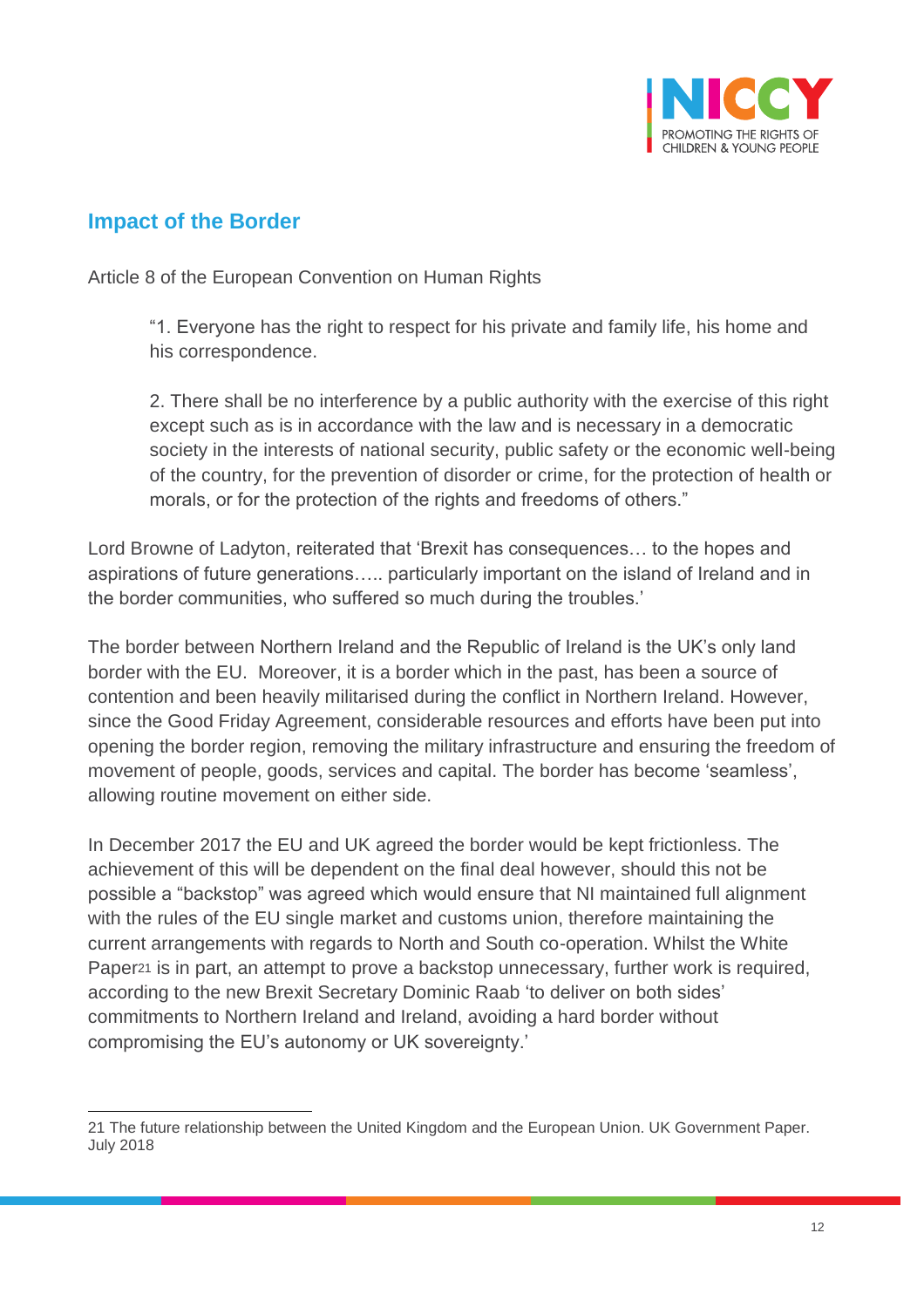## Impact of the Border

Article 8 of the European Convention on Human Rights

> "1. Everyone has the right to respect for his private and family life, his home and his correspondence.
>
> 2. There shall be no interference by a public authority with the exercise of this right except such as is in accordance with the law and is necessary in a democratic society in the interests of national security, public safety or the economic well-being of the country, for the prevention of disorder or crime, for the protection of health or morals, or for the protection of the rights and freedoms of others."

Lord Browne of Ladyton, reiterated that 'Brexit has consequences… to the hopes and aspirations of future generations….. particularly important on the island of Ireland and in the border communities, who suffered so much during the troubles.'

The border between Northern Ireland and the Republic of Ireland is the UK's only land border with the EU. Moreover, it is a border which in the past, has been a source of contention and been heavily militarised during the conflict in Northern Ireland. However, since the Good Friday Agreement, considerable resources and efforts have been put into opening the border region, removing the military infrastructure and ensuring the freedom of movement of people, goods, services and capital. The border has become 'seamless', allowing routine movement on either side.

In December 2017 the EU and UK agreed the border would be kept frictionless. The achievement of this will be dependent on the final deal however, should this not be possible a "backstop" was agreed which would ensure that NI maintained full alignment with the rules of the EU single market and customs union, therefore maintaining the current arrangements with regards to North and South co-operation. Whilst the White Paper[21] is in part, an attempt to prove a backstop unnecessary, further work is required, according to the new Brexit Secretary Dominic Raab 'to deliver on both sides' commitments to Northern Ireland and Ireland, avoiding a hard border without compromising the EU's autonomy or UK sovereignty.'

---

21 The future relationship between the United Kingdom and the European Union. UK Government Paper. July 2018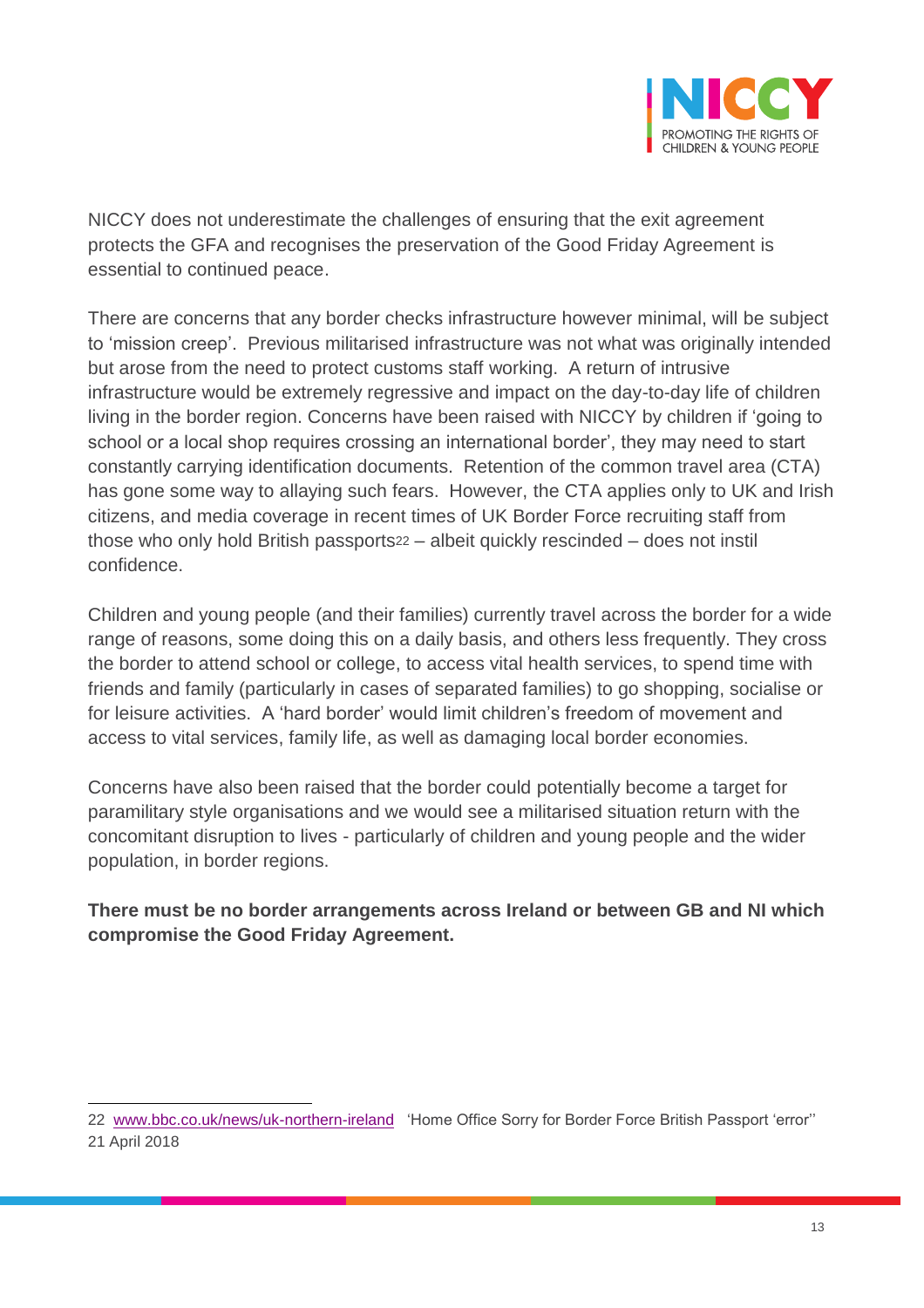NICCY does not underestimate the challenges of ensuring that the exit agreement protects the GFA and recognises the preservation of the Good Friday Agreement is essential to continued peace.

There are concerns that any border checks infrastructure however minimal, will be subject to 'mission creep'. Previous militarised infrastructure was not what was originally intended but arose from the need to protect customs staff working. A return of intrusive infrastructure would be extremely regressive and impact on the day-to-day life of children living in the border region. Concerns have been raised with NICCY by children if 'going to school or a local shop requires crossing an international border', they may need to start constantly carrying identification documents. Retention of the common travel area (CTA) has gone some way to allaying such fears. However, the CTA applies only to UK and Irish citizens, and media coverage in recent times of UK Border Force recruiting staff from those who only hold British passports[22] – albeit quickly rescinded – does not instil confidence.

Children and young people (and their families) currently travel across the border for a wide range of reasons, some doing this on a daily basis, and others less frequently. They cross the border to attend school or college, to access vital health services, to spend time with friends and family (particularly in cases of separated families) to go shopping, socialise or for leisure activities. A 'hard border' would limit children's freedom of movement and access to vital services, family life, as well as damaging local border economies.

Concerns have also been raised that the border could potentially become a target for paramilitary style organisations and we would see a militarised situation return with the concomitant disruption to lives - particularly of children and young people and the wider population, in border regions.

**There must be no border arrangements across Ireland or between GB and NI which compromise the Good Friday Agreement.**

---

22 www.bbc.co.uk/news/uk-northern-ireland 'Home Office Sorry for Border Force British Passport 'error'' 21 April 2018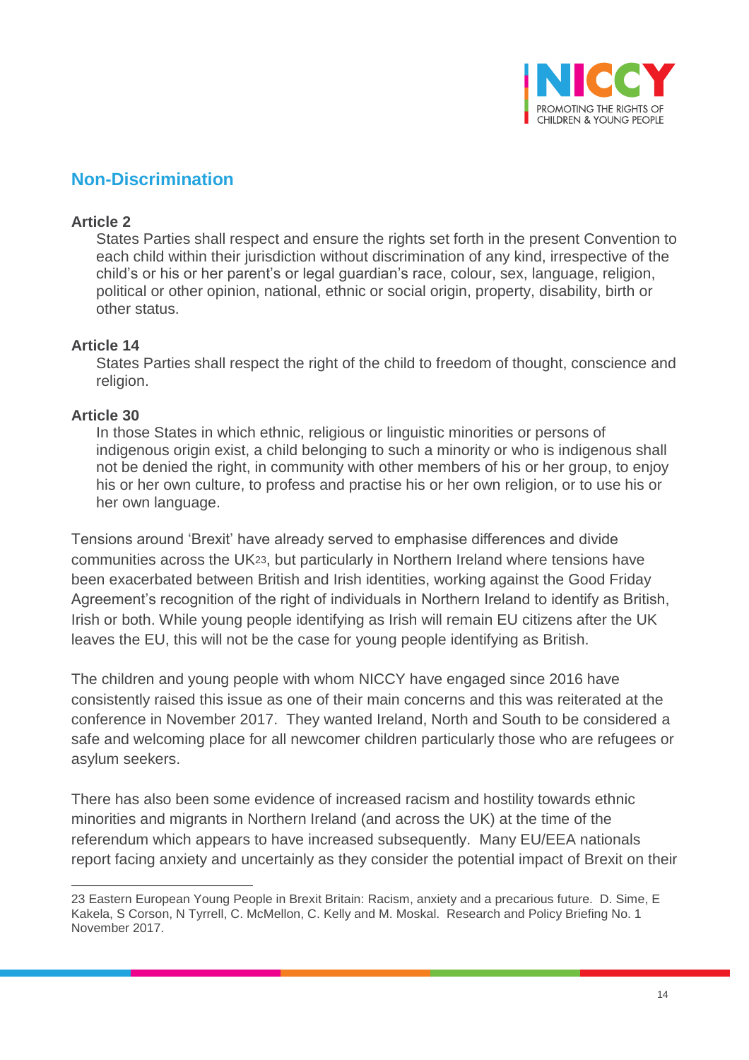## Non-Discrimination

**Article 2**

States Parties shall respect and ensure the rights set forth in the present Convention to each child within their jurisdiction without discrimination of any kind, irrespective of the child's or his or her parent's or legal guardian's race, colour, sex, language, religion, political or other opinion, national, ethnic or social origin, property, disability, birth or other status.

**Article 14**

States Parties shall respect the right of the child to freedom of thought, conscience and religion.

**Article 30**

In those States in which ethnic, religious or linguistic minorities or persons of indigenous origin exist, a child belonging to such a minority or who is indigenous shall not be denied the right, in community with other members of his or her group, to enjoy his or her own culture, to profess and practise his or her own religion, or to use his or her own language.

Tensions around 'Brexit' have already served to emphasise differences and divide communities across the UK[23], but particularly in Northern Ireland where tensions have been exacerbated between British and Irish identities, working against the Good Friday Agreement's recognition of the right of individuals in Northern Ireland to identify as British, Irish or both. While young people identifying as Irish will remain EU citizens after the UK leaves the EU, this will not be the case for young people identifying as British.

The children and young people with whom NICCY have engaged since 2016 have consistently raised this issue as one of their main concerns and this was reiterated at the conference in November 2017. They wanted Ireland, North and South to be considered a safe and welcoming place for all newcomer children particularly those who are refugees or asylum seekers.

There has also been some evidence of increased racism and hostility towards ethnic minorities and migrants in Northern Ireland (and across the UK) at the time of the referendum which appears to have increased subsequently. Many EU/EEA nationals report facing anxiety and uncertainly as they consider the potential impact of Brexit on their

---

23 Eastern European Young People in Brexit Britain: Racism, anxiety and a precarious future. D. Sime, E Kakela, S Corson, N Tyrrell, C. McMellon, C. Kelly and M. Moskal. Research and Policy Briefing No. 1 November 2017.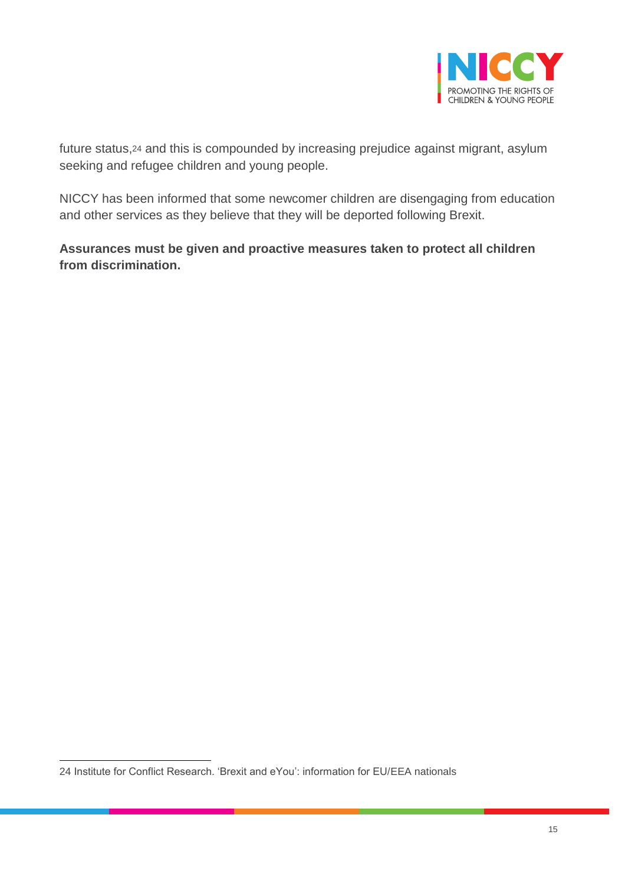future status,[24] and this is compounded by increasing prejudice against migrant, asylum seeking and refugee children and young people.

NICCY has been informed that some newcomer children are disengaging from education and other services as they believe that they will be deported following Brexit.

**Assurances must be given and proactive measures taken to protect all children from discrimination.**

---

24 Institute for Conflict Research. 'Brexit and eYou': information for EU/EEA nationals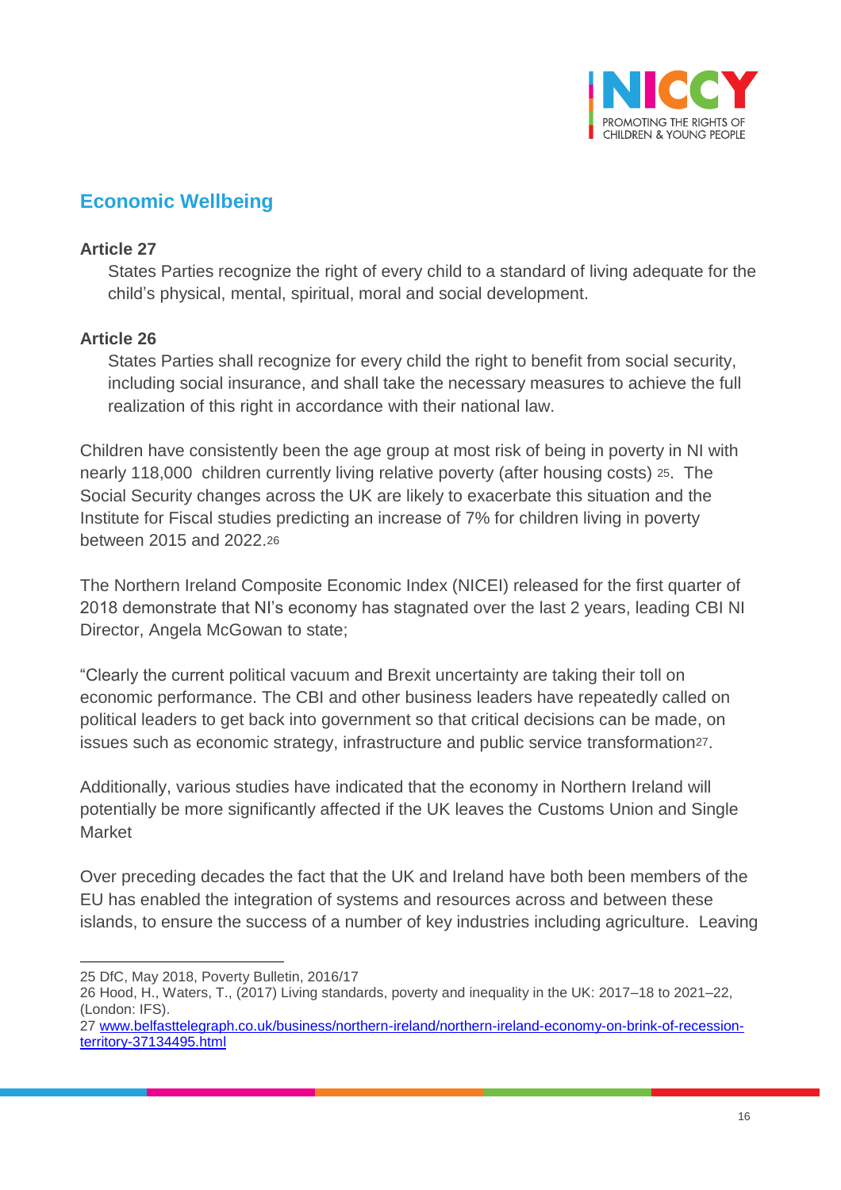## Economic Wellbeing

**Article 27**

States Parties recognize the right of every child to a standard of living adequate for the child's physical, mental, spiritual, moral and social development.

**Article 26**

States Parties shall recognize for every child the right to benefit from social security, including social insurance, and shall take the necessary measures to achieve the full realization of this right in accordance with their national law.

Children have consistently been the age group at most risk of being in poverty in NI with nearly 118,000 children currently living relative poverty (after housing costs) [25]. The Social Security changes across the UK are likely to exacerbate this situation and the Institute for Fiscal studies predicting an increase of 7% for children living in poverty between 2015 and 2022.[26]

The Northern Ireland Composite Economic Index (NICEI) released for the first quarter of 2018 demonstrate that NI's economy has stagnated over the last 2 years, leading CBI NI Director, Angela McGowan to state;

"Clearly the current political vacuum and Brexit uncertainty are taking their toll on economic performance. The CBI and other business leaders have repeatedly called on political leaders to get back into government so that critical decisions can be made, on issues such as economic strategy, infrastructure and public service transformation[27].

Additionally, various studies have indicated that the economy in Northern Ireland will potentially be more significantly affected if the UK leaves the Customs Union and Single Market

Over preceding decades the fact that the UK and Ireland have both been members of the EU has enabled the integration of systems and resources across and between these islands, to ensure the success of a number of key industries including agriculture. Leaving

---

25 DfC, May 2018, Poverty Bulletin, 2016/17

26 Hood, H., Waters, T., (2017) Living standards, poverty and inequality in the UK: 2017–18 to 2021–22, (London: IFS).

27 www.belfasttelegraph.co.uk/business/northern-ireland/northern-ireland-economy-on-brink-of-recession-territory-37134495.html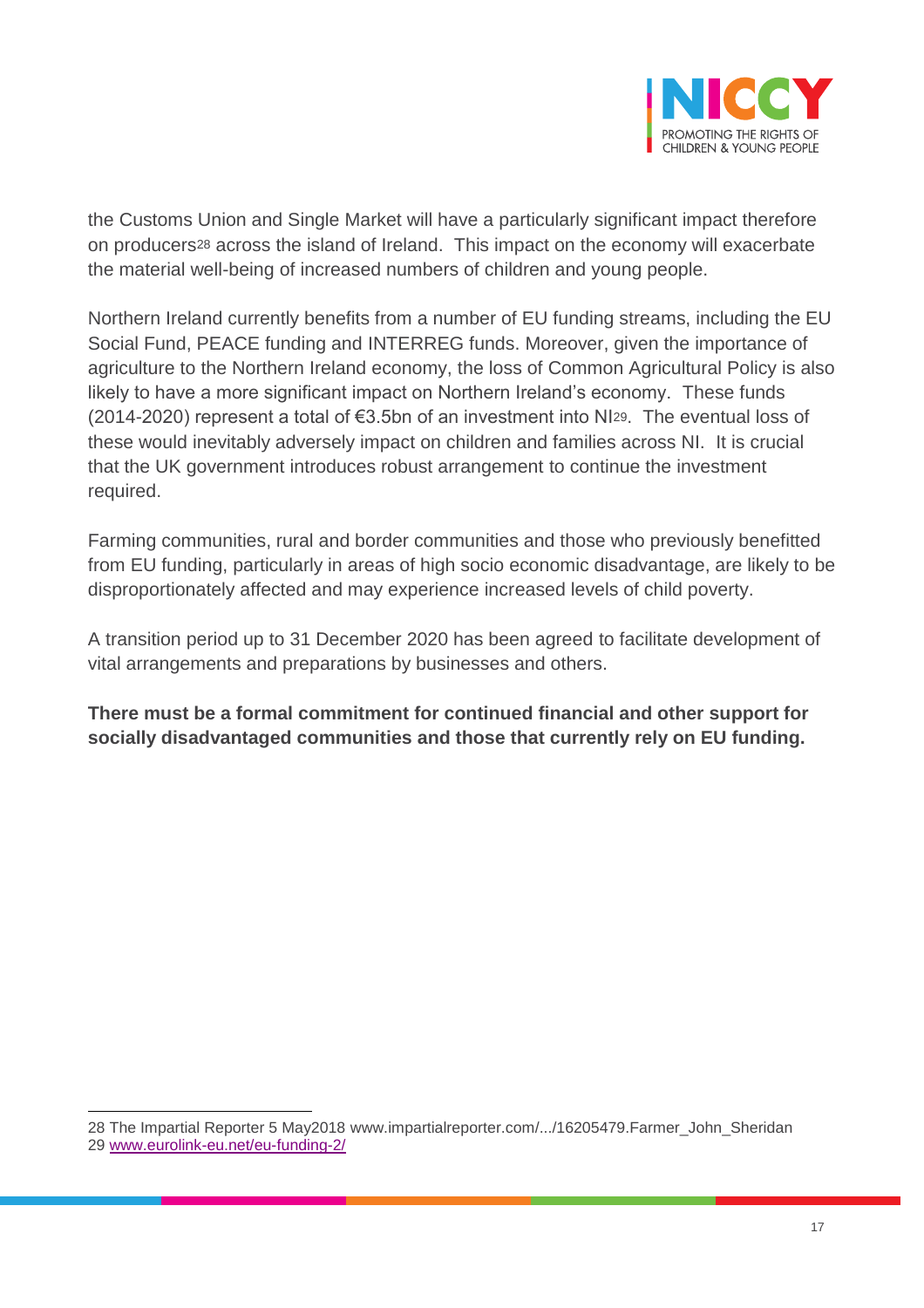the Customs Union and Single Market will have a particularly significant impact therefore on producers[28] across the island of Ireland. This impact on the economy will exacerbate the material well-being of increased numbers of children and young people.

Northern Ireland currently benefits from a number of EU funding streams, including the EU Social Fund, PEACE funding and INTERREG funds. Moreover, given the importance of agriculture to the Northern Ireland economy, the loss of Common Agricultural Policy is also likely to have a more significant impact on Northern Ireland's economy. These funds (2014-2020) represent a total of €3.5bn of an investment into NI[29]. The eventual loss of these would inevitably adversely impact on children and families across NI. It is crucial that the UK government introduces robust arrangement to continue the investment required.

Farming communities, rural and border communities and those who previously benefitted from EU funding, particularly in areas of high socio economic disadvantage, are likely to be disproportionately affected and may experience increased levels of child poverty.

A transition period up to 31 December 2020 has been agreed to facilitate development of vital arrangements and preparations by businesses and others.

**There must be a formal commitment for continued financial and other support for socially disadvantaged communities and those that currently rely on EU funding.**

---

28 The Impartial Reporter 5 May2018 www.impartialreporter.com/.../16205479.Farmer_John_Sheridan
29 www.eurolink-eu.net/eu-funding-2/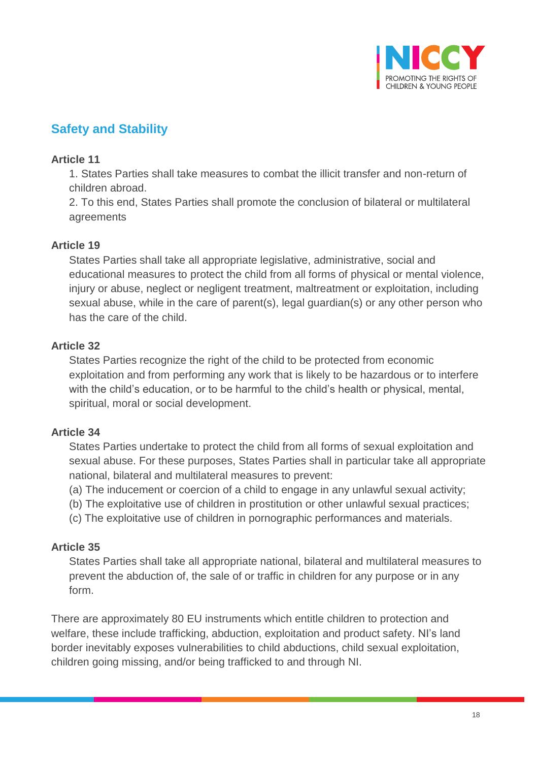## Safety and Stability

**Article 11**

1. States Parties shall take measures to combat the illicit transfer and non-return of children abroad.
2. To this end, States Parties shall promote the conclusion of bilateral or multilateral agreements

**Article 19**

States Parties shall take all appropriate legislative, administrative, social and educational measures to protect the child from all forms of physical or mental violence, injury or abuse, neglect or negligent treatment, maltreatment or exploitation, including sexual abuse, while in the care of parent(s), legal guardian(s) or any other person who has the care of the child.

**Article 32**

States Parties recognize the right of the child to be protected from economic exploitation and from performing any work that is likely to be hazardous or to interfere with the child's education, or to be harmful to the child's health or physical, mental, spiritual, moral or social development.

**Article 34**

States Parties undertake to protect the child from all forms of sexual exploitation and sexual abuse. For these purposes, States Parties shall in particular take all appropriate national, bilateral and multilateral measures to prevent:

(a) The inducement or coercion of a child to engage in any unlawful sexual activity;
(b) The exploitative use of children in prostitution or other unlawful sexual practices;
(c) The exploitative use of children in pornographic performances and materials.

**Article 35**

States Parties shall take all appropriate national, bilateral and multilateral measures to prevent the abduction of, the sale of or traffic in children for any purpose or in any form.

There are approximately 80 EU instruments which entitle children to protection and welfare, these include trafficking, abduction, exploitation and product safety. NI's land border inevitably exposes vulnerabilities to child abductions, child sexual exploitation, children going missing, and/or being trafficked to and through NI.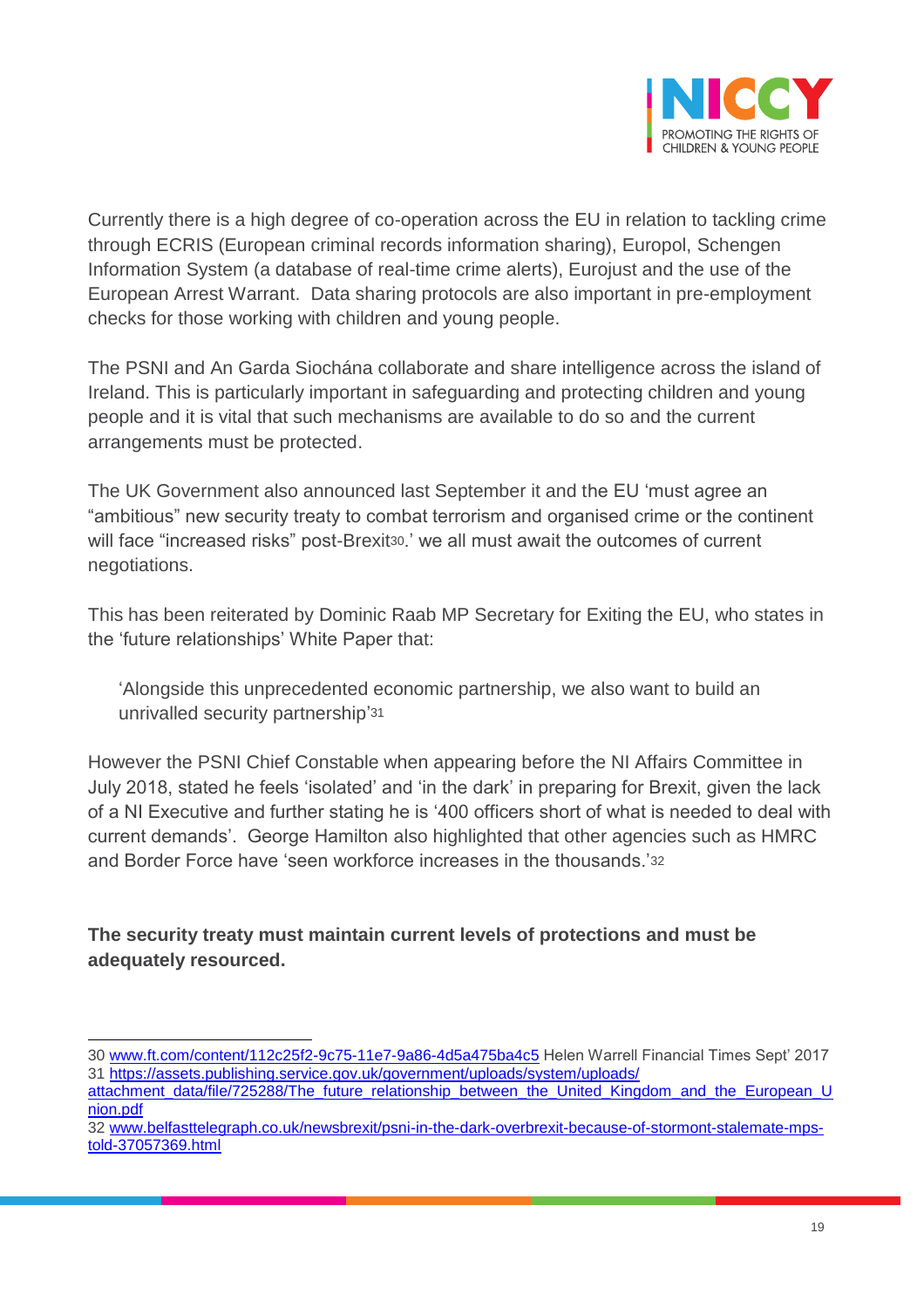Currently there is a high degree of co-operation across the EU in relation to tackling crime through ECRIS (European criminal records information sharing), Europol, Schengen Information System (a database of real-time crime alerts), Eurojust and the use of the European Arrest Warrant. Data sharing protocols are also important in pre-employment checks for those working with children and young people.

The PSNI and An Garda Siochána collaborate and share intelligence across the island of Ireland. This is particularly important in safeguarding and protecting children and young people and it is vital that such mechanisms are available to do so and the current arrangements must be protected.

The UK Government also announced last September it and the EU 'must agree an "ambitious" new security treaty to combat terrorism and organised crime or the continent will face "increased risks" post-Brexit[30].' we all must await the outcomes of current negotiations.

This has been reiterated by Dominic Raab MP Secretary for Exiting the EU, who states in the 'future relationships' White Paper that:

> 'Alongside this unprecedented economic partnership, we also want to build an unrivalled security partnership'[31]

However the PSNI Chief Constable when appearing before the NI Affairs Committee in July 2018, stated he feels 'isolated' and 'in the dark' in preparing for Brexit, given the lack of a NI Executive and further stating he is '400 officers short of what is needed to deal with current demands'. George Hamilton also highlighted that other agencies such as HMRC and Border Force have 'seen workforce increases in the thousands.'[32]

**The security treaty must maintain current levels of protections and must be adequately resourced.**

---

30 www.ft.com/content/112c25f2-9c75-11e7-9a86-4d5a475ba4c5 Helen Warrell Financial Times Sept' 2017

31 https://assets.publishing.service.gov.uk/government/uploads/system/uploads/attachment_data/file/725288/The_future_relationship_between_the_United_Kingdom_and_the_European_Union.pdf

32 www.belfasttelegraph.co.uk/newsbrexit/psni-in-the-dark-overbrexit-because-of-stormont-stalemate-mps-told-37057369.html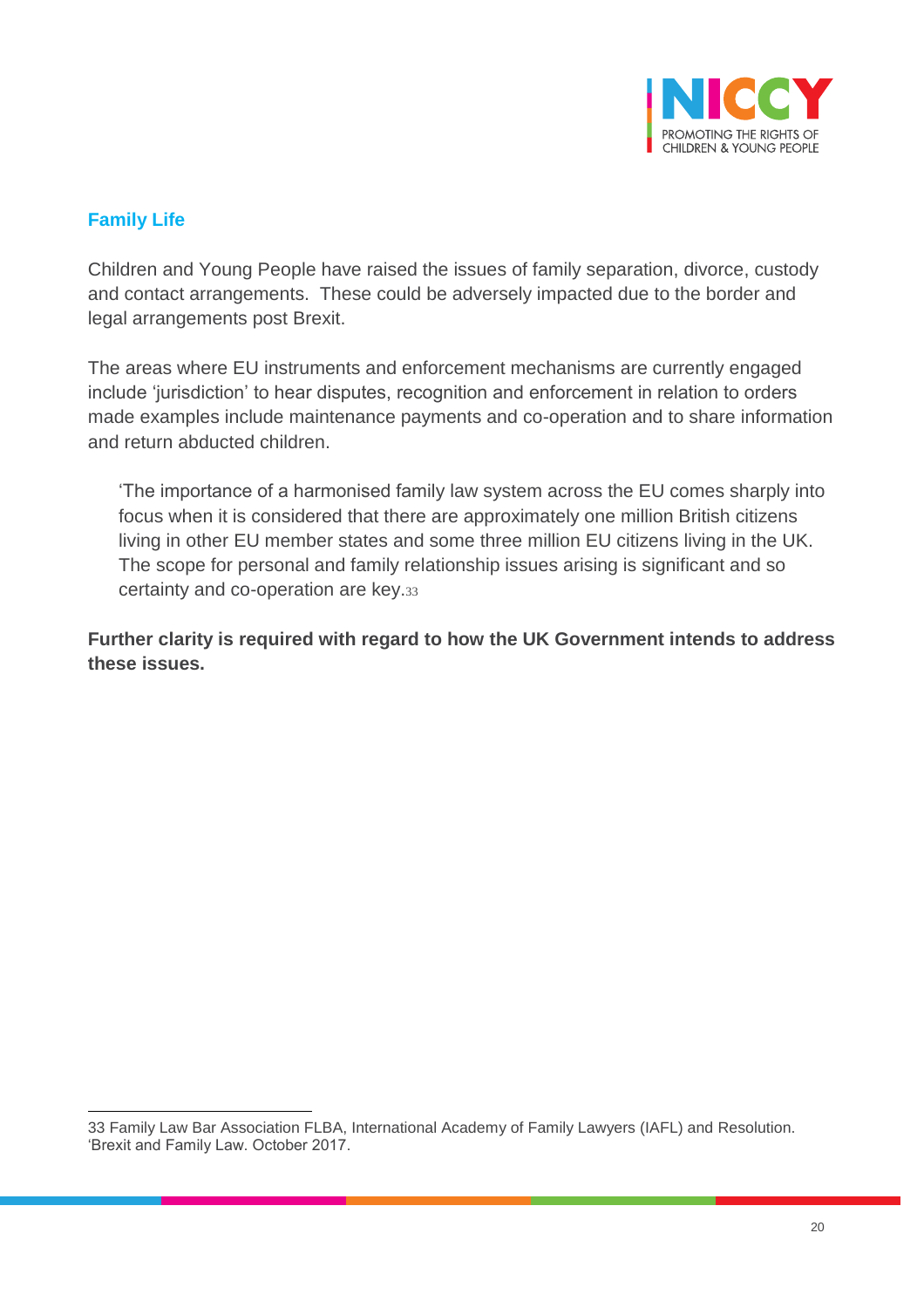## Family Life

Children and Young People have raised the issues of family separation, divorce, custody and contact arrangements. These could be adversely impacted due to the border and legal arrangements post Brexit.

The areas where EU instruments and enforcement mechanisms are currently engaged include 'jurisdiction' to hear disputes, recognition and enforcement in relation to orders made examples include maintenance payments and co-operation and to share information and return abducted children.

> 'The importance of a harmonised family law system across the EU comes sharply into focus when it is considered that there are approximately one million British citizens living in other EU member states and some three million EU citizens living in the UK. The scope for personal and family relationship issues arising is significant and so certainty and co-operation are key.[33]

**Further clarity is required with regard to how the UK Government intends to address these issues.**

---

33 Family Law Bar Association FLBA, International Academy of Family Lawyers (IAFL) and Resolution. 'Brexit and Family Law. October 2017.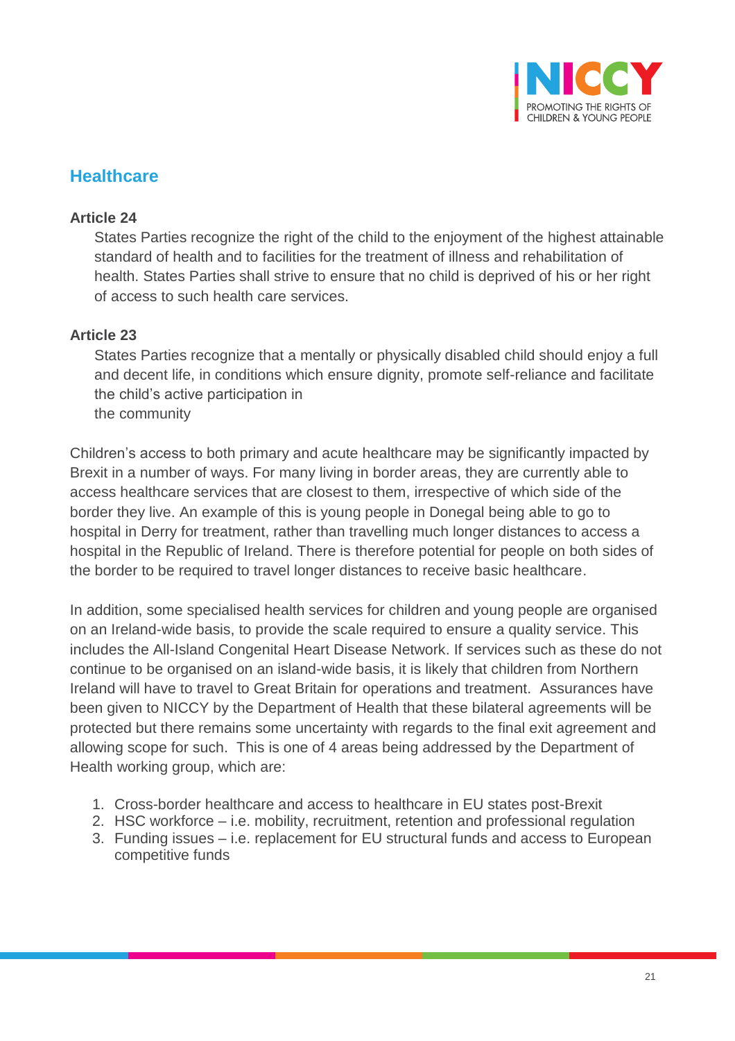## Healthcare

**Article 24**

States Parties recognize the right of the child to the enjoyment of the highest attainable standard of health and to facilities for the treatment of illness and rehabilitation of health. States Parties shall strive to ensure that no child is deprived of his or her right of access to such health care services.

**Article 23**

States Parties recognize that a mentally or physically disabled child should enjoy a full and decent life, in conditions which ensure dignity, promote self-reliance and facilitate the child's active participation in
the community

Children's access to both primary and acute healthcare may be significantly impacted by Brexit in a number of ways. For many living in border areas, they are currently able to access healthcare services that are closest to them, irrespective of which side of the border they live. An example of this is young people in Donegal being able to go to hospital in Derry for treatment, rather than travelling much longer distances to access a hospital in the Republic of Ireland. There is therefore potential for people on both sides of the border to be required to travel longer distances to receive basic healthcare.

In addition, some specialised health services for children and young people are organised on an Ireland-wide basis, to provide the scale required to ensure a quality service. This includes the All-Island Congenital Heart Disease Network. If services such as these do not continue to be organised on an island-wide basis, it is likely that children from Northern Ireland will have to travel to Great Britain for operations and treatment. Assurances have been given to NICCY by the Department of Health that these bilateral agreements will be protected but there remains some uncertainty with regards to the final exit agreement and allowing scope for such. This is one of 4 areas being addressed by the Department of Health working group, which are:

1. Cross-border healthcare and access to healthcare in EU states post-Brexit
2. HSC workforce – i.e. mobility, recruitment, retention and professional regulation
3. Funding issues – i.e. replacement for EU structural funds and access to European competitive funds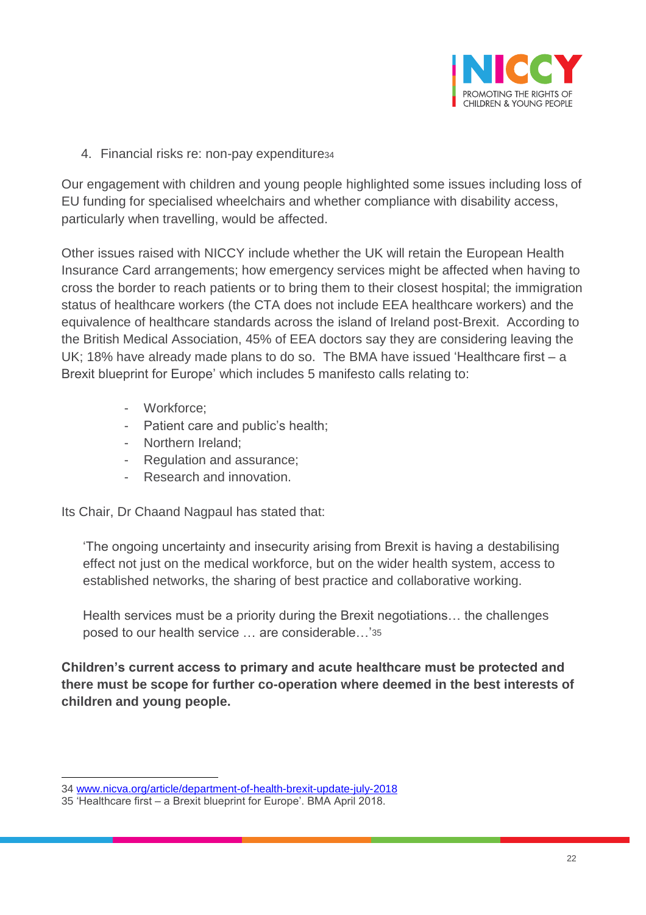4. Financial risks re: non-pay expenditure[34]

Our engagement with children and young people highlighted some issues including loss of EU funding for specialised wheelchairs and whether compliance with disability access, particularly when travelling, would be affected.

Other issues raised with NICCY include whether the UK will retain the European Health Insurance Card arrangements; how emergency services might be affected when having to cross the border to reach patients or to bring them to their closest hospital; the immigration status of healthcare workers (the CTA does not include EEA healthcare workers) and the equivalence of healthcare standards across the island of Ireland post-Brexit. According to the British Medical Association, 45% of EEA doctors say they are considering leaving the UK; 18% have already made plans to do so. The BMA have issued 'Healthcare first – a Brexit blueprint for Europe' which includes 5 manifesto calls relating to:

- Workforce;
- Patient care and public's health;
- Northern Ireland;
- Regulation and assurance;
- Research and innovation.

Its Chair, Dr Chaand Nagpaul has stated that:

> 'The ongoing uncertainty and insecurity arising from Brexit is having a destabilising effect not just on the medical workforce, but on the wider health system, access to established networks, the sharing of best practice and collaborative working.
>
> Health services must be a priority during the Brexit negotiations… the challenges posed to our health service … are considerable…'[35]

**Children's current access to primary and acute healthcare must be protected and there must be scope for further co-operation where deemed in the best interests of children and young people.**

---

34 [www.nicva.org/article/department-of-health-brexit-update-july-2018](www.nicva.org/article/department-of-health-brexit-update-july-2018)

35 'Healthcare first – a Brexit blueprint for Europe'. BMA April 2018.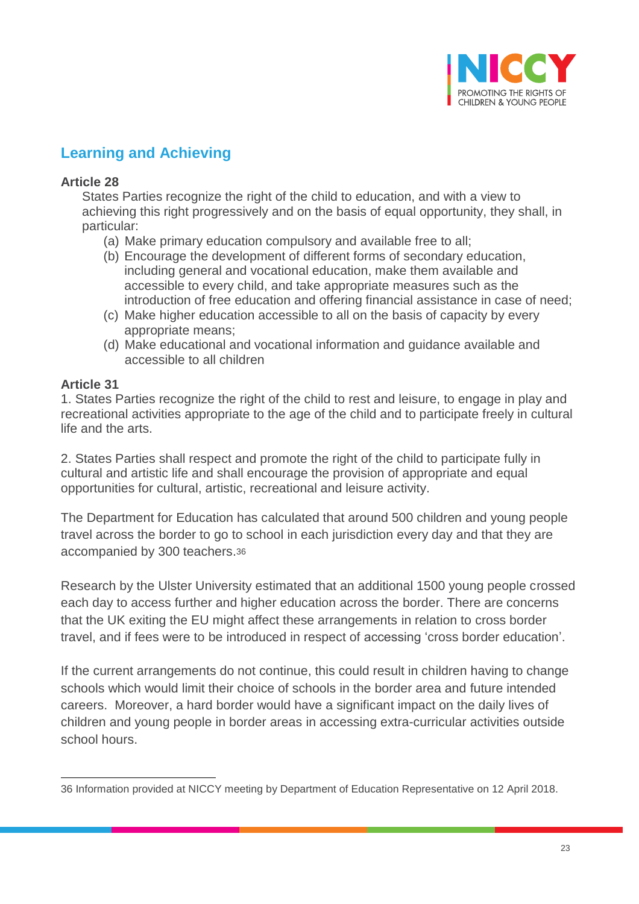## Learning and Achieving

**Article 28**

States Parties recognize the right of the child to education, and with a view to achieving this right progressively and on the basis of equal opportunity, they shall, in particular:

(a) Make primary education compulsory and available free to all;
(b) Encourage the development of different forms of secondary education, including general and vocational education, make them available and accessible to every child, and take appropriate measures such as the introduction of free education and offering financial assistance in case of need;
(c) Make higher education accessible to all on the basis of capacity by every appropriate means;
(d) Make educational and vocational information and guidance available and accessible to all children

**Article 31**

1. States Parties recognize the right of the child to rest and leisure, to engage in play and recreational activities appropriate to the age of the child and to participate freely in cultural life and the arts.

2. States Parties shall respect and promote the right of the child to participate fully in cultural and artistic life and shall encourage the provision of appropriate and equal opportunities for cultural, artistic, recreational and leisure activity.

The Department for Education has calculated that around 500 children and young people travel across the border to go to school in each jurisdiction every day and that they are accompanied by 300 teachers.[36]

Research by the Ulster University estimated that an additional 1500 young people crossed each day to access further and higher education across the border. There are concerns that the UK exiting the EU might affect these arrangements in relation to cross border travel, and if fees were to be introduced in respect of accessing 'cross border education'.

If the current arrangements do not continue, this could result in children having to change schools which would limit their choice of schools in the border area and future intended careers. Moreover, a hard border would have a significant impact on the daily lives of children and young people in border areas in accessing extra-curricular activities outside school hours.

---

36 Information provided at NICCY meeting by Department of Education Representative on 12 April 2018.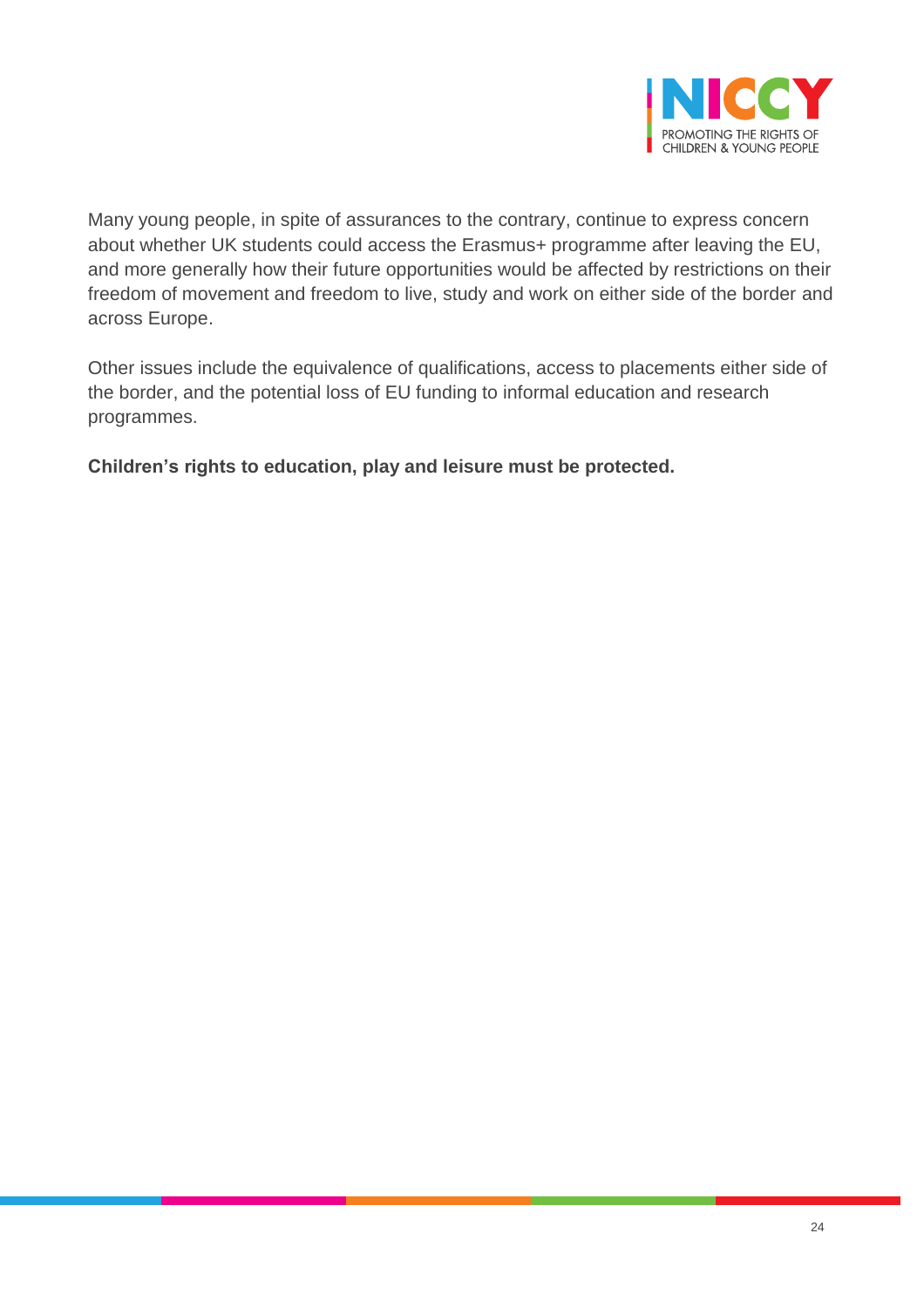Many young people, in spite of assurances to the contrary, continue to express concern about whether UK students could access the Erasmus+ programme after leaving the EU, and more generally how their future opportunities would be affected by restrictions on their freedom of movement and freedom to live, study and work on either side of the border and across Europe.

Other issues include the equivalence of qualifications, access to placements either side of the border, and the potential loss of EU funding to informal education and research programmes.

**Children's rights to education, play and leisure must be protected.**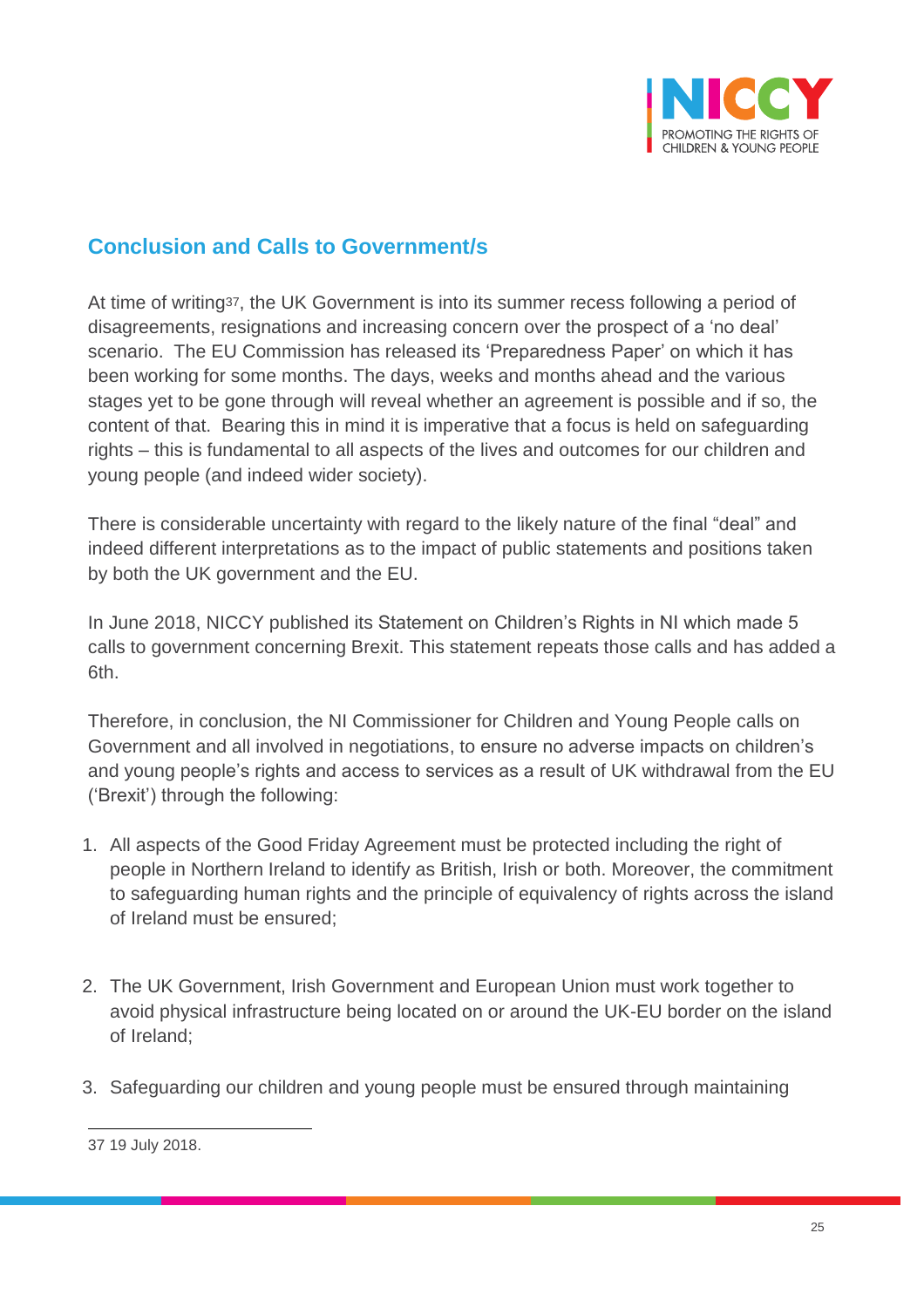## Conclusion and Calls to Government/s

At time of writing[37], the UK Government is into its summer recess following a period of disagreements, resignations and increasing concern over the prospect of a 'no deal' scenario. The EU Commission has released its 'Preparedness Paper' on which it has been working for some months. The days, weeks and months ahead and the various stages yet to be gone through will reveal whether an agreement is possible and if so, the content of that. Bearing this in mind it is imperative that a focus is held on safeguarding rights – this is fundamental to all aspects of the lives and outcomes for our children and young people (and indeed wider society).

There is considerable uncertainty with regard to the likely nature of the final "deal" and indeed different interpretations as to the impact of public statements and positions taken by both the UK government and the EU.

In June 2018, NICCY published its Statement on Children's Rights in NI which made 5 calls to government concerning Brexit. This statement repeats those calls and has added a 6th.

Therefore, in conclusion, the NI Commissioner for Children and Young People calls on Government and all involved in negotiations, to ensure no adverse impacts on children's and young people's rights and access to services as a result of UK withdrawal from the EU ('Brexit') through the following:

1. All aspects of the Good Friday Agreement must be protected including the right of people in Northern Ireland to identify as British, Irish or both. Moreover, the commitment to safeguarding human rights and the principle of equivalency of rights across the island of Ireland must be ensured;

2. The UK Government, Irish Government and European Union must work together to avoid physical infrastructure being located on or around the UK-EU border on the island of Ireland;

3. Safeguarding our children and young people must be ensured through maintaining

---

[37] 19 July 2018.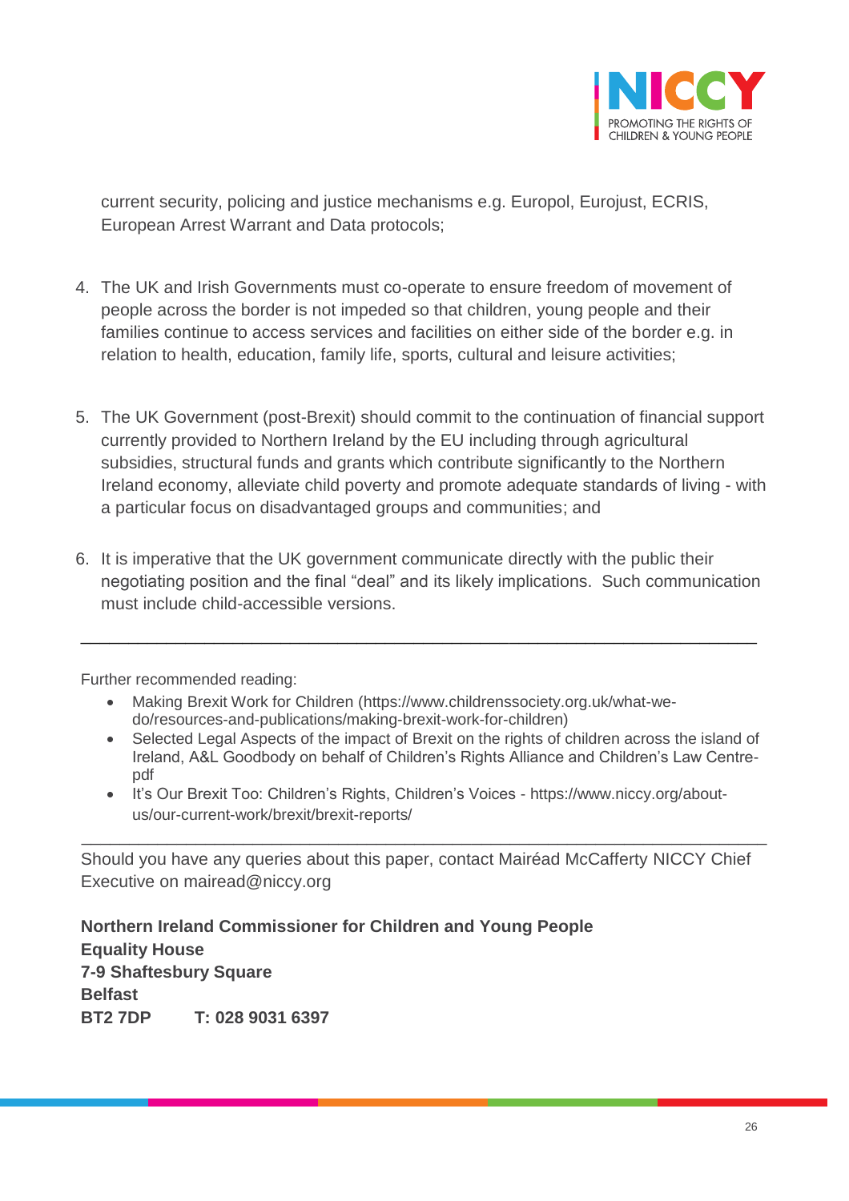current security, policing and justice mechanisms e.g. Europol, Eurojust, ECRIS, European Arrest Warrant and Data protocols;

4. The UK and Irish Governments must co-operate to ensure freedom of movement of people across the border is not impeded so that children, young people and their families continue to access services and facilities on either side of the border e.g. in relation to health, education, family life, sports, cultural and leisure activities;

5. The UK Government (post-Brexit) should commit to the continuation of financial support currently provided to Northern Ireland by the EU including through agricultural subsidies, structural funds and grants which contribute significantly to the Northern Ireland economy, alleviate child poverty and promote adequate standards of living - with a particular focus on disadvantaged groups and communities; and

6. It is imperative that the UK government communicate directly with the public their negotiating position and the final "deal" and its likely implications. Such communication must include child-accessible versions.

---

Further recommended reading:

- Making Brexit Work for Children (https://www.childrenssociety.org.uk/what-we-do/resources-and-publications/making-brexit-work-for-children)
- Selected Legal Aspects of the impact of Brexit on the rights of children across the island of Ireland, A&L Goodbody on behalf of Children's Rights Alliance and Children's Law Centre- pdf
- It's Our Brexit Too: Children's Rights, Children's Voices - https://www.niccy.org/about-us/our-current-work/brexit/brexit-reports/

---

Should you have any queries about this paper, contact Mairéad McCafferty NICCY Chief Executive on mairead@niccy.org

**Northern Ireland Commissioner for Children and Young People**
**Equality House**
**7-9 Shaftesbury Square**
**Belfast**
**BT2 7DP T: 028 9031 6397**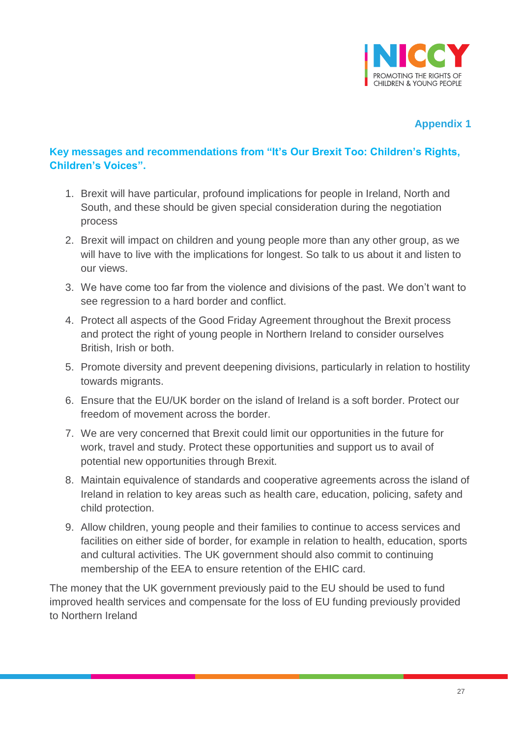**Appendix 1**

## Key messages and recommendations from "It's Our Brexit Too: Children's Rights, Children's Voices".

1. Brexit will have particular, profound implications for people in Ireland, North and South, and these should be given special consideration during the negotiation process
2. Brexit will impact on children and young people more than any other group, as we will have to live with the implications for longest. So talk to us about it and listen to our views.
3. We have come too far from the violence and divisions of the past. We don't want to see regression to a hard border and conflict.
4. Protect all aspects of the Good Friday Agreement throughout the Brexit process and protect the right of young people in Northern Ireland to consider ourselves British, Irish or both.
5. Promote diversity and prevent deepening divisions, particularly in relation to hostility towards migrants.
6. Ensure that the EU/UK border on the island of Ireland is a soft border. Protect our freedom of movement across the border.
7. We are very concerned that Brexit could limit our opportunities in the future for work, travel and study. Protect these opportunities and support us to avail of potential new opportunities through Brexit.
8. Maintain equivalence of standards and cooperative agreements across the island of Ireland in relation to key areas such as health care, education, policing, safety and child protection.
9. Allow children, young people and their families to continue to access services and facilities on either side of border, for example in relation to health, education, sports and cultural activities. The UK government should also commit to continuing membership of the EEA to ensure retention of the EHIC card.

The money that the UK government previously paid to the EU should be used to fund improved health services and compensate for the loss of EU funding previously provided to Northern Ireland